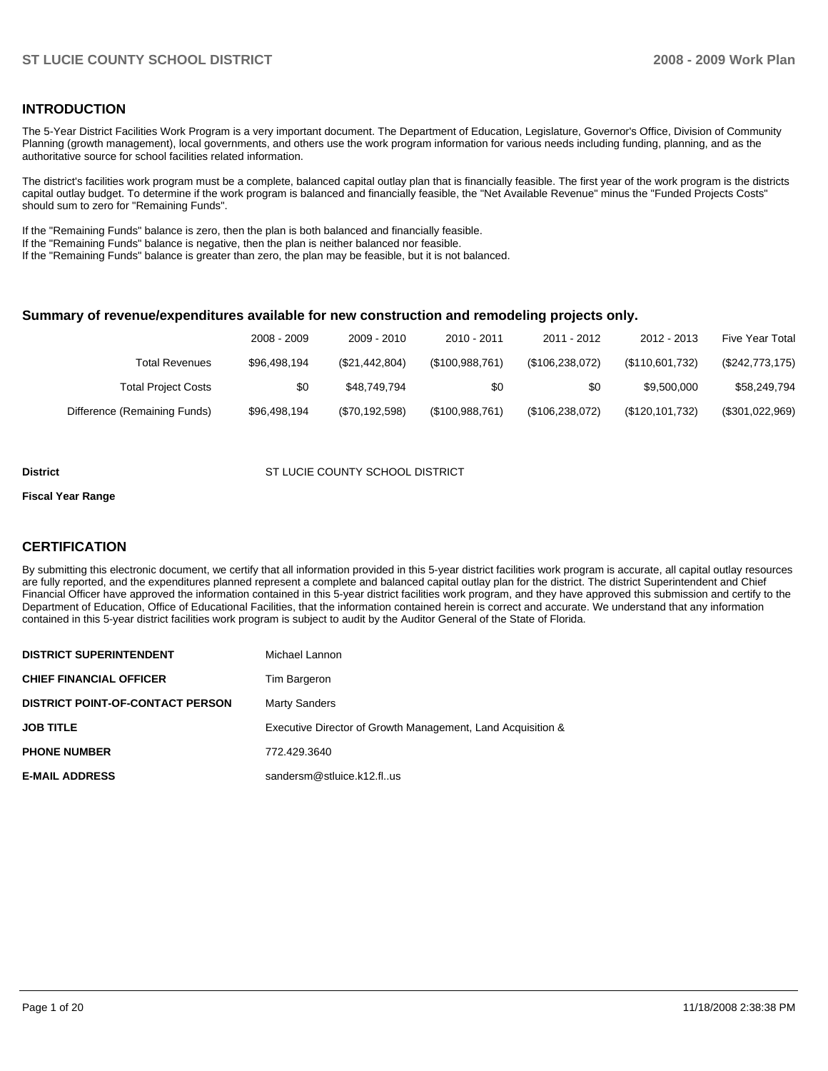## INTRODUCTION

The 5-Year District Facilities Work Program is a very important document. The Department of Education, Legislature, Governor's Office, Division of Community Planning (growth management), local governments, and others use the work program information for various needs including funding, planning, and as the authoritative source for school facilities related information.

The district's facilities work program must be a complete, balanced capital outlay plan that is financially feasible. The first year of the work program is the districts capital outlay budget. To determine if the work program is balanced and financially feasible, the "Net Available Revenue" minus the "Funded Projects Costs" should sum to zero for "Remaining Funds".

If the "Remaining Funds" balance is zero, then the plan is both balanced and financially feasible.
If the "Remaining Funds" balance is negative, then the plan is neither balanced nor feasible.
If the "Remaining Funds" balance is greater than zero, the plan may be feasible, but it is not balanced.

### Summary of revenue/expenditures available for new construction and remodeling projects only.

| | 2008 - 2009 | 2009 - 2010 | 2010 - 2011 | 2011 - 2012 | 2012 - 2013 | Five Year Total |
|---|---|---|---|---|---|---|
| Total Revenues | $96,498,194 | ($21,442,804) | ($100,988,761) | ($106,238,072) | ($110,601,732) | ($242,773,175) |
| Total Project Costs | $0 | $48,749,794 | $0 | $0 | $9,500,000 | $58,249,794 |
| Difference (Remaining Funds) | $96,498,194 | ($70,192,598) | ($100,988,761) | ($106,238,072) | ($120,101,732) | ($301,022,969) |

**District** ST LUCIE COUNTY SCHOOL DISTRICT

**Fiscal Year Range**

## CERTIFICATION

By submitting this electronic document, we certify that all information provided in this 5-year district facilities work program is accurate, all capital outlay resources are fully reported, and the expenditures planned represent a complete and balanced capital outlay plan for the district. The district Superintendent and Chief Financial Officer have approved the information contained in this 5-year district facilities work program, and they have approved this submission and certify to the Department of Education, Office of Educational Facilities, that the information contained herein is correct and accurate. We understand that any information contained in this 5-year district facilities work program is subject to audit by the Auditor General of the State of Florida.

| | |
|---|---|
| **DISTRICT SUPERINTENDENT** | Michael Lannon |
| **CHIEF FINANCIAL OFFICER** | Tim Bargeron |
| **DISTRICT POINT-OF-CONTACT PERSON** | Marty Sanders |
| **JOB TITLE** | Executive Director of Growth Management, Land Acquisition & |
| **PHONE NUMBER** | 772.429.3640 |
| **E-MAIL ADDRESS** | sandersm@stluice.k12.fl..us |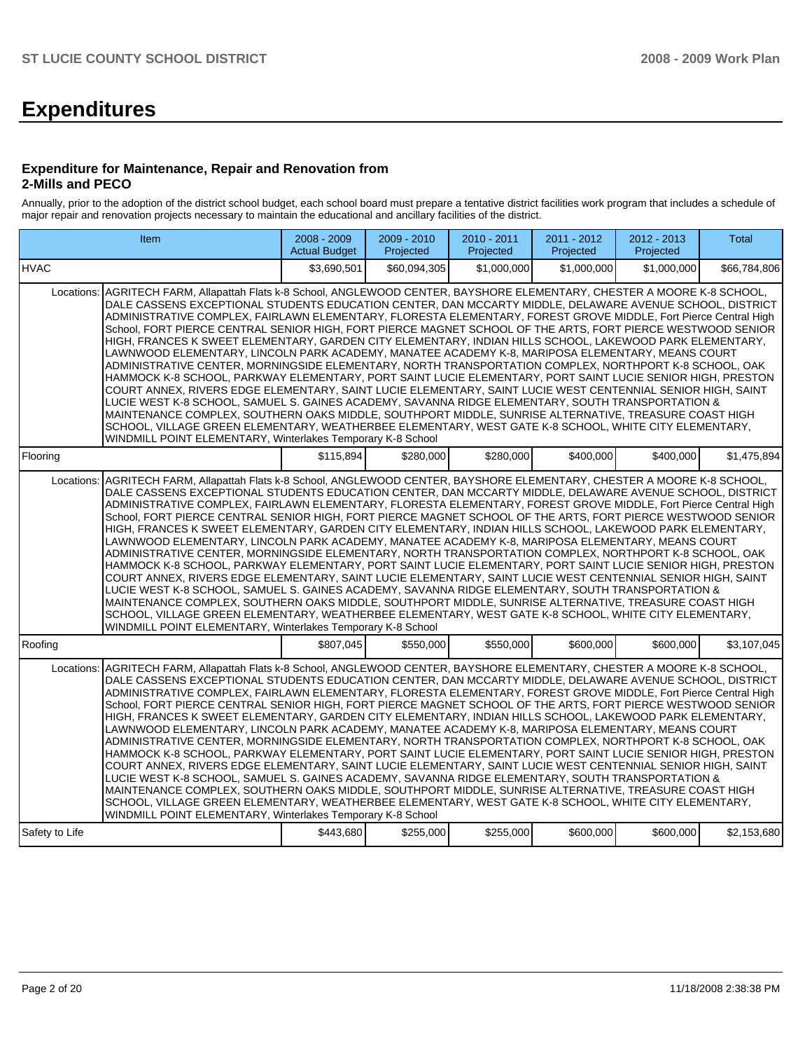# Expenditures

### Expenditure for Maintenance, Repair and Renovation from 2-Mills and PECO

Annually, prior to the adoption of the district school budget, each school board must prepare a tentative district facilities work program that includes a schedule of major repair and renovation projects necessary to maintain the educational and ancillary facilities of the district.

| Item | | 2008 - 2009 Actual Budget | 2009 - 2010 Projected | 2010 - 2011 Projected | 2011 - 2012 Projected | 2012 - 2013 Projected | Total |
|---|---|---|---|---|---|---|---|
| HVAC | | $3,690,501 | $60,094,305 | $1,000,000 | $1,000,000 | $1,000,000 | $66,784,806 |
| Locations: | AGRITECH FARM, Allapattah Flats k-8 School, ANGLEWOOD CENTER, BAYSHORE ELEMENTARY, CHESTER A MOORE K-8 SCHOOL, DALE CASSENS EXCEPTIONAL STUDENTS EDUCATION CENTER, DAN MCCARTY MIDDLE, DELAWARE AVENUE SCHOOL, DISTRICT ADMINISTRATIVE COMPLEX, FAIRLAWN ELEMENTARY, FLORESTA ELEMENTARY, FOREST GROVE MIDDLE, Fort Pierce Central High School, FORT PIERCE CENTRAL SENIOR HIGH, FORT PIERCE MAGNET SCHOOL OF THE ARTS, FORT PIERCE WESTWOOD SENIOR HIGH, FRANCES K SWEET ELEMENTARY, GARDEN CITY ELEMENTARY, INDIAN HILLS SCHOOL, LAKEWOOD PARK ELEMENTARY, LAWNWOOD ELEMENTARY, LINCOLN PARK ACADEMY, MANATEE ACADEMY K-8, MARIPOSA ELEMENTARY, MEANS COURT ADMINISTRATIVE CENTER, MORNINGSIDE ELEMENTARY, NORTH TRANSPORTATION COMPLEX, NORTHPORT K-8 SCHOOL, OAK HAMMOCK K-8 SCHOOL, PARKWAY ELEMENTARY, PORT SAINT LUCIE ELEMENTARY, PORT SAINT LUCIE SENIOR HIGH, PRESTON COURT ANNEX, RIVERS EDGE ELEMENTARY, SAINT LUCIE ELEMENTARY, SAINT LUCIE WEST CENTENNIAL SENIOR HIGH, SAINT LUCIE WEST K-8 SCHOOL, SAMUEL S. GAINES ACADEMY, SAVANNA RIDGE ELEMENTARY, SOUTH TRANSPORTATION & MAINTENANCE COMPLEX, SOUTHERN OAKS MIDDLE, SOUTHPORT MIDDLE, SUNRISE ALTERNATIVE, TREASURE COAST HIGH SCHOOL, VILLAGE GREEN ELEMENTARY, WEATHERBEE ELEMENTARY, WEST GATE K-8 SCHOOL, WHITE CITY ELEMENTARY, WINDMILL POINT ELEMENTARY, Winterlakes Temporary K-8 School | | | | | | |
| Flooring | | $115,894 | $280,000 | $280,000 | $400,000 | $400,000 | $1,475,894 |
| Locations: | AGRITECH FARM, Allapattah Flats k-8 School, ANGLEWOOD CENTER, BAYSHORE ELEMENTARY, CHESTER A MOORE K-8 SCHOOL, DALE CASSENS EXCEPTIONAL STUDENTS EDUCATION CENTER, DAN MCCARTY MIDDLE, DELAWARE AVENUE SCHOOL, DISTRICT ADMINISTRATIVE COMPLEX, FAIRLAWN ELEMENTARY, FLORESTA ELEMENTARY, FOREST GROVE MIDDLE, Fort Pierce Central High School, FORT PIERCE CENTRAL SENIOR HIGH, FORT PIERCE MAGNET SCHOOL OF THE ARTS, FORT PIERCE WESTWOOD SENIOR HIGH, FRANCES K SWEET ELEMENTARY, GARDEN CITY ELEMENTARY, INDIAN HILLS SCHOOL, LAKEWOOD PARK ELEMENTARY, LAWNWOOD ELEMENTARY, LINCOLN PARK ACADEMY, MANATEE ACADEMY K-8, MARIPOSA ELEMENTARY, MEANS COURT ADMINISTRATIVE CENTER, MORNINGSIDE ELEMENTARY, NORTH TRANSPORTATION COMPLEX, NORTHPORT K-8 SCHOOL, OAK HAMMOCK K-8 SCHOOL, PARKWAY ELEMENTARY, PORT SAINT LUCIE ELEMENTARY, PORT SAINT LUCIE SENIOR HIGH, PRESTON COURT ANNEX, RIVERS EDGE ELEMENTARY, SAINT LUCIE ELEMENTARY, SAINT LUCIE WEST CENTENNIAL SENIOR HIGH, SAINT LUCIE WEST K-8 SCHOOL, SAMUEL S. GAINES ACADEMY, SAVANNA RIDGE ELEMENTARY, SOUTH TRANSPORTATION & MAINTENANCE COMPLEX, SOUTHERN OAKS MIDDLE, SOUTHPORT MIDDLE, SUNRISE ALTERNATIVE, TREASURE COAST HIGH SCHOOL, VILLAGE GREEN ELEMENTARY, WEATHERBEE ELEMENTARY, WEST GATE K-8 SCHOOL, WHITE CITY ELEMENTARY, WINDMILL POINT ELEMENTARY, Winterlakes Temporary K-8 School | | | | | | |
| Roofing | | $807,045 | $550,000 | $550,000 | $600,000 | $600,000 | $3,107,045 |
| Locations: | AGRITECH FARM, Allapattah Flats k-8 School, ANGLEWOOD CENTER, BAYSHORE ELEMENTARY, CHESTER A MOORE K-8 SCHOOL, DALE CASSENS EXCEPTIONAL STUDENTS EDUCATION CENTER, DAN MCCARTY MIDDLE, DELAWARE AVENUE SCHOOL, DISTRICT ADMINISTRATIVE COMPLEX, FAIRLAWN ELEMENTARY, FLORESTA ELEMENTARY, FOREST GROVE MIDDLE, Fort Pierce Central High School, FORT PIERCE CENTRAL SENIOR HIGH, FORT PIERCE MAGNET SCHOOL OF THE ARTS, FORT PIERCE WESTWOOD SENIOR HIGH, FRANCES K SWEET ELEMENTARY, GARDEN CITY ELEMENTARY, INDIAN HILLS SCHOOL, LAKEWOOD PARK ELEMENTARY, LAWNWOOD ELEMENTARY, LINCOLN PARK ACADEMY, MANATEE ACADEMY K-8, MARIPOSA ELEMENTARY, MEANS COURT ADMINISTRATIVE CENTER, MORNINGSIDE ELEMENTARY, NORTH TRANSPORTATION COMPLEX, NORTHPORT K-8 SCHOOL, OAK HAMMOCK K-8 SCHOOL, PARKWAY ELEMENTARY, PORT SAINT LUCIE ELEMENTARY, PORT SAINT LUCIE SENIOR HIGH, PRESTON COURT ANNEX, RIVERS EDGE ELEMENTARY, SAINT LUCIE ELEMENTARY, SAINT LUCIE WEST CENTENNIAL SENIOR HIGH, SAINT LUCIE WEST K-8 SCHOOL, SAMUEL S. GAINES ACADEMY, SAVANNA RIDGE ELEMENTARY, SOUTH TRANSPORTATION & MAINTENANCE COMPLEX, SOUTHERN OAKS MIDDLE, SOUTHPORT MIDDLE, SUNRISE ALTERNATIVE, TREASURE COAST HIGH SCHOOL, VILLAGE GREEN ELEMENTARY, WEATHERBEE ELEMENTARY, WEST GATE K-8 SCHOOL, WHITE CITY ELEMENTARY, WINDMILL POINT ELEMENTARY, Winterlakes Temporary K-8 School | | | | | | |
| Safety to Life | | $443,680 | $255,000 | $255,000 | $600,000 | $600,000 | $2,153,680 |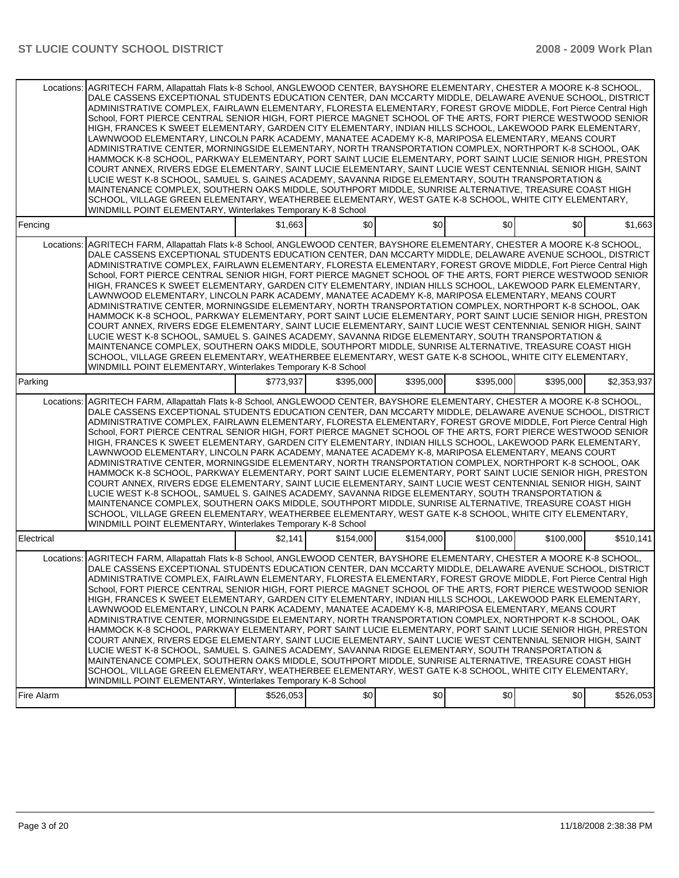| | | | | | | |
|---|---|---|---|---|---|---|
| Locations: | AGRITECH FARM, Allapattah Flats k-8 School, ANGLEWOOD CENTER, BAYSHORE ELEMENTARY, CHESTER A MOORE K-8 SCHOOL, DALE CASSENS EXCEPTIONAL STUDENTS EDUCATION CENTER, DAN MCCARTY MIDDLE, DELAWARE AVENUE SCHOOL, DISTRICT ADMINISTRATIVE COMPLEX, FAIRLAWN ELEMENTARY, FLORESTA ELEMENTARY, FOREST GROVE MIDDLE, Fort Pierce Central High School, FORT PIERCE CENTRAL SENIOR HIGH, FORT PIERCE MAGNET SCHOOL OF THE ARTS, FORT PIERCE WESTWOOD SENIOR HIGH, FRANCES K SWEET ELEMENTARY, GARDEN CITY ELEMENTARY, INDIAN HILLS SCHOOL, LAKEWOOD PARK ELEMENTARY, LAWNWOOD ELEMENTARY, LINCOLN PARK ACADEMY, MANATEE ACADEMY K-8, MARIPOSA ELEMENTARY, MEANS COURT ADMINISTRATIVE CENTER, MORNINGSIDE ELEMENTARY, NORTH TRANSPORTATION COMPLEX, NORTHPORT K-8 SCHOOL, OAK HAMMOCK K-8 SCHOOL, PARKWAY ELEMENTARY, PORT SAINT LUCIE ELEMENTARY, PORT SAINT LUCIE SENIOR HIGH, PRESTON COURT ANNEX, RIVERS EDGE ELEMENTARY, SAINT LUCIE ELEMENTARY, SAINT LUCIE WEST CENTENNIAL SENIOR HIGH, SAINT LUCIE WEST K-8 SCHOOL, SAMUEL S. GAINES ACADEMY, SAVANNA RIDGE ELEMENTARY, SOUTH TRANSPORTATION & MAINTENANCE COMPLEX, SOUTHERN OAKS MIDDLE, SOUTHPORT MIDDLE, SUNRISE ALTERNATIVE, TREASURE COAST HIGH SCHOOL, VILLAGE GREEN ELEMENTARY, WEATHERBEE ELEMENTARY, WEST GATE K-8 SCHOOL, WHITE CITY ELEMENTARY, WINDMILL POINT ELEMENTARY, Winterlakes Temporary K-8 School | | | | | |
| Fencing | | $1,663 | $0 | $0 | $0 | $0 | $1,663 |
| Locations: | AGRITECH FARM, Allapattah Flats k-8 School, ANGLEWOOD CENTER, BAYSHORE ELEMENTARY, CHESTER A MOORE K-8 SCHOOL, DALE CASSENS EXCEPTIONAL STUDENTS EDUCATION CENTER, DAN MCCARTY MIDDLE, DELAWARE AVENUE SCHOOL, DISTRICT ADMINISTRATIVE COMPLEX, FAIRLAWN ELEMENTARY, FLORESTA ELEMENTARY, FOREST GROVE MIDDLE, Fort Pierce Central High School, FORT PIERCE CENTRAL SENIOR HIGH, FORT PIERCE MAGNET SCHOOL OF THE ARTS, FORT PIERCE WESTWOOD SENIOR HIGH, FRANCES K SWEET ELEMENTARY, GARDEN CITY ELEMENTARY, INDIAN HILLS SCHOOL, LAKEWOOD PARK ELEMENTARY, LAWNWOOD ELEMENTARY, LINCOLN PARK ACADEMY, MANATEE ACADEMY K-8, MARIPOSA ELEMENTARY, MEANS COURT ADMINISTRATIVE CENTER, MORNINGSIDE ELEMENTARY, NORTH TRANSPORTATION COMPLEX, NORTHPORT K-8 SCHOOL, OAK HAMMOCK K-8 SCHOOL, PARKWAY ELEMENTARY, PORT SAINT LUCIE ELEMENTARY, PORT SAINT LUCIE SENIOR HIGH, PRESTON COURT ANNEX, RIVERS EDGE ELEMENTARY, SAINT LUCIE ELEMENTARY, SAINT LUCIE WEST CENTENNIAL SENIOR HIGH, SAINT LUCIE WEST K-8 SCHOOL, SAMUEL S. GAINES ACADEMY, SAVANNA RIDGE ELEMENTARY, SOUTH TRANSPORTATION & MAINTENANCE COMPLEX, SOUTHERN OAKS MIDDLE, SOUTHPORT MIDDLE, SUNRISE ALTERNATIVE, TREASURE COAST HIGH SCHOOL, VILLAGE GREEN ELEMENTARY, WEATHERBEE ELEMENTARY, WEST GATE K-8 SCHOOL, WHITE CITY ELEMENTARY, WINDMILL POINT ELEMENTARY, Winterlakes Temporary K-8 School | | | | | |
| Parking | | $773,937 | $395,000 | $395,000 | $395,000 | $395,000 | $2,353,937 |
| Locations: | AGRITECH FARM, Allapattah Flats k-8 School, ANGLEWOOD CENTER, BAYSHORE ELEMENTARY, CHESTER A MOORE K-8 SCHOOL, DALE CASSENS EXCEPTIONAL STUDENTS EDUCATION CENTER, DAN MCCARTY MIDDLE, DELAWARE AVENUE SCHOOL, DISTRICT ADMINISTRATIVE COMPLEX, FAIRLAWN ELEMENTARY, FLORESTA ELEMENTARY, FOREST GROVE MIDDLE, Fort Pierce Central High School, FORT PIERCE CENTRAL SENIOR HIGH, FORT PIERCE MAGNET SCHOOL OF THE ARTS, FORT PIERCE WESTWOOD SENIOR HIGH, FRANCES K SWEET ELEMENTARY, GARDEN CITY ELEMENTARY, INDIAN HILLS SCHOOL, LAKEWOOD PARK ELEMENTARY, LAWNWOOD ELEMENTARY, LINCOLN PARK ACADEMY, MANATEE ACADEMY K-8, MARIPOSA ELEMENTARY, MEANS COURT ADMINISTRATIVE CENTER, MORNINGSIDE ELEMENTARY, NORTH TRANSPORTATION COMPLEX, NORTHPORT K-8 SCHOOL, OAK HAMMOCK K-8 SCHOOL, PARKWAY ELEMENTARY, PORT SAINT LUCIE ELEMENTARY, PORT SAINT LUCIE SENIOR HIGH, PRESTON COURT ANNEX, RIVERS EDGE ELEMENTARY, SAINT LUCIE ELEMENTARY, SAINT LUCIE WEST CENTENNIAL SENIOR HIGH, SAINT LUCIE WEST K-8 SCHOOL, SAMUEL S. GAINES ACADEMY, SAVANNA RIDGE ELEMENTARY, SOUTH TRANSPORTATION & MAINTENANCE COMPLEX, SOUTHERN OAKS MIDDLE, SOUTHPORT MIDDLE, SUNRISE ALTERNATIVE, TREASURE COAST HIGH SCHOOL, VILLAGE GREEN ELEMENTARY, WEATHERBEE ELEMENTARY, WEST GATE K-8 SCHOOL, WHITE CITY ELEMENTARY, WINDMILL POINT ELEMENTARY, Winterlakes Temporary K-8 School | | | | | |
| Electrical | | $2,141 | $154,000 | $154,000 | $100,000 | $100,000 | $510,141 |
| Locations: | AGRITECH FARM, Allapattah Flats k-8 School, ANGLEWOOD CENTER, BAYSHORE ELEMENTARY, CHESTER A MOORE K-8 SCHOOL, DALE CASSENS EXCEPTIONAL STUDENTS EDUCATION CENTER, DAN MCCARTY MIDDLE, DELAWARE AVENUE SCHOOL, DISTRICT ADMINISTRATIVE COMPLEX, FAIRLAWN ELEMENTARY, FLORESTA ELEMENTARY, FOREST GROVE MIDDLE, Fort Pierce Central High School, FORT PIERCE CENTRAL SENIOR HIGH, FORT PIERCE MAGNET SCHOOL OF THE ARTS, FORT PIERCE WESTWOOD SENIOR HIGH, FRANCES K SWEET ELEMENTARY, GARDEN CITY ELEMENTARY, INDIAN HILLS SCHOOL, LAKEWOOD PARK ELEMENTARY, LAWNWOOD ELEMENTARY, LINCOLN PARK ACADEMY, MANATEE ACADEMY K-8, MARIPOSA ELEMENTARY, MEANS COURT ADMINISTRATIVE CENTER, MORNINGSIDE ELEMENTARY, NORTH TRANSPORTATION COMPLEX, NORTHPORT K-8 SCHOOL, OAK HAMMOCK K-8 SCHOOL, PARKWAY ELEMENTARY, PORT SAINT LUCIE ELEMENTARY, PORT SAINT LUCIE SENIOR HIGH, PRESTON COURT ANNEX, RIVERS EDGE ELEMENTARY, SAINT LUCIE ELEMENTARY, SAINT LUCIE WEST CENTENNIAL SENIOR HIGH, SAINT LUCIE WEST K-8 SCHOOL, SAMUEL S. GAINES ACADEMY, SAVANNA RIDGE ELEMENTARY, SOUTH TRANSPORTATION & MAINTENANCE COMPLEX, SOUTHERN OAKS MIDDLE, SOUTHPORT MIDDLE, SUNRISE ALTERNATIVE, TREASURE COAST HIGH SCHOOL, VILLAGE GREEN ELEMENTARY, WEATHERBEE ELEMENTARY, WEST GATE K-8 SCHOOL, WHITE CITY ELEMENTARY, WINDMILL POINT ELEMENTARY, Winterlakes Temporary K-8 School | | | | | |
| Fire Alarm | | $526,053 | $0 | $0 | $0 | $0 | $526,053 |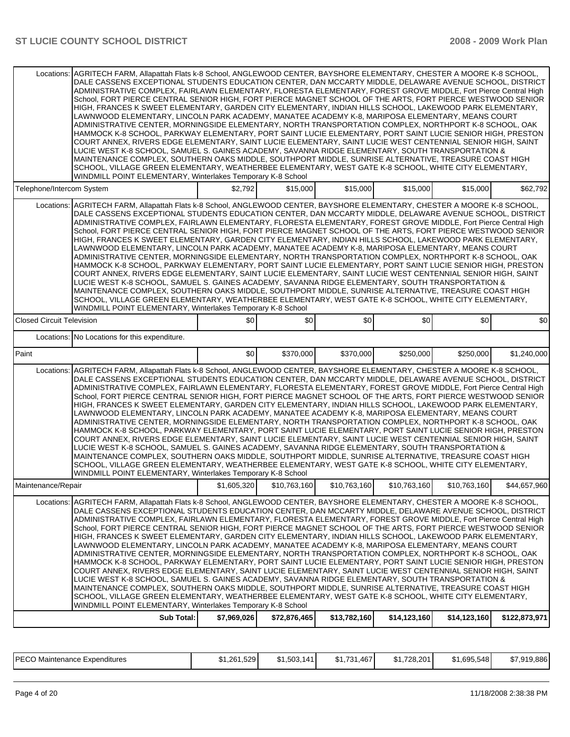| | | | | | | |
|---|---|---|---|---|---|---|
| Locations: | AGRITECH FARM, Allapattah Flats k-8 School, ANGLEWOOD CENTER, BAYSHORE ELEMENTARY, CHESTER A MOORE K-8 SCHOOL, DALE CASSENS EXCEPTIONAL STUDENTS EDUCATION CENTER, DAN MCCARTY MIDDLE, DELAWARE AVENUE SCHOOL, DISTRICT ADMINISTRATIVE COMPLEX, FAIRLAWN ELEMENTARY, FLORESTA ELEMENTARY, FOREST GROVE MIDDLE, Fort Pierce Central High School, FORT PIERCE CENTRAL SENIOR HIGH, FORT PIERCE MAGNET SCHOOL OF THE ARTS, FORT PIERCE WESTWOOD SENIOR HIGH, FRANCES K SWEET ELEMENTARY, GARDEN CITY ELEMENTARY, INDIAN HILLS SCHOOL, LAKEWOOD PARK ELEMENTARY, LAWNWOOD ELEMENTARY, LINCOLN PARK ACADEMY, MANATEE ACADEMY K-8, MARIPOSA ELEMENTARY, MEANS COURT ADMINISTRATIVE CENTER, MORNINGSIDE ELEMENTARY, NORTH TRANSPORTATION COMPLEX, NORTHPORT K-8 SCHOOL, OAK HAMMOCK K-8 SCHOOL, PARKWAY ELEMENTARY, PORT SAINT LUCIE ELEMENTARY, PORT SAINT LUCIE SENIOR HIGH, PRESTON COURT ANNEX, RIVERS EDGE ELEMENTARY, SAINT LUCIE ELEMENTARY, SAINT LUCIE WEST CENTENNIAL SENIOR HIGH, SAINT LUCIE WEST K-8 SCHOOL, SAMUEL S. GAINES ACADEMY, SAVANNA RIDGE ELEMENTARY, SOUTH TRANSPORTATION & MAINTENANCE COMPLEX, SOUTHERN OAKS MIDDLE, SOUTHPORT MIDDLE, SUNRISE ALTERNATIVE, TREASURE COAST HIGH SCHOOL, VILLAGE GREEN ELEMENTARY, WEATHERBEE ELEMENTARY, WEST GATE K-8 SCHOOL, WHITE CITY ELEMENTARY, WINDMILL POINT ELEMENTARY, Winterlakes Temporary K-8 School | | | | | |
| Telephone/Intercom System | | $2,792 | $15,000 | $15,000 | $15,000 | $15,000 | $62,792 |
| Locations: | AGRITECH FARM, Allapattah Flats k-8 School, ANGLEWOOD CENTER, BAYSHORE ELEMENTARY, CHESTER A MOORE K-8 SCHOOL, DALE CASSENS EXCEPTIONAL STUDENTS EDUCATION CENTER, DAN MCCARTY MIDDLE, DELAWARE AVENUE SCHOOL, DISTRICT ADMINISTRATIVE COMPLEX, FAIRLAWN ELEMENTARY, FLORESTA ELEMENTARY, FOREST GROVE MIDDLE, Fort Pierce Central High School, FORT PIERCE CENTRAL SENIOR HIGH, FORT PIERCE MAGNET SCHOOL OF THE ARTS, FORT PIERCE WESTWOOD SENIOR HIGH, FRANCES K SWEET ELEMENTARY, GARDEN CITY ELEMENTARY, INDIAN HILLS SCHOOL, LAKEWOOD PARK ELEMENTARY, LAWNWOOD ELEMENTARY, LINCOLN PARK ACADEMY, MANATEE ACADEMY K-8, MARIPOSA ELEMENTARY, MEANS COURT ADMINISTRATIVE CENTER, MORNINGSIDE ELEMENTARY, NORTH TRANSPORTATION COMPLEX, NORTHPORT K-8 SCHOOL, OAK HAMMOCK K-8 SCHOOL, PARKWAY ELEMENTARY, PORT SAINT LUCIE ELEMENTARY, PORT SAINT LUCIE SENIOR HIGH, PRESTON COURT ANNEX, RIVERS EDGE ELEMENTARY, SAINT LUCIE ELEMENTARY, SAINT LUCIE WEST CENTENNIAL SENIOR HIGH, SAINT LUCIE WEST K-8 SCHOOL, SAMUEL S. GAINES ACADEMY, SAVANNA RIDGE ELEMENTARY, SOUTH TRANSPORTATION & MAINTENANCE COMPLEX, SOUTHERN OAKS MIDDLE, SOUTHPORT MIDDLE, SUNRISE ALTERNATIVE, TREASURE COAST HIGH SCHOOL, VILLAGE GREEN ELEMENTARY, WEATHERBEE ELEMENTARY, WEST GATE K-8 SCHOOL, WHITE CITY ELEMENTARY, WINDMILL POINT ELEMENTARY, Winterlakes Temporary K-8 School | | | | | |
| Closed Circuit Television | | $0 | $0 | $0 | $0 | $0 | $0 |
| Locations: | No Locations for this expenditure. | | | | | |
| Paint | | $0 | $370,000 | $370,000 | $250,000 | $250,000 | $1,240,000 |
| Locations: | AGRITECH FARM, Allapattah Flats k-8 School, ANGLEWOOD CENTER, BAYSHORE ELEMENTARY, CHESTER A MOORE K-8 SCHOOL, DALE CASSENS EXCEPTIONAL STUDENTS EDUCATION CENTER, DAN MCCARTY MIDDLE, DELAWARE AVENUE SCHOOL, DISTRICT ADMINISTRATIVE COMPLEX, FAIRLAWN ELEMENTARY, FLORESTA ELEMENTARY, FOREST GROVE MIDDLE, Fort Pierce Central High School, FORT PIERCE CENTRAL SENIOR HIGH, FORT PIERCE MAGNET SCHOOL OF THE ARTS, FORT PIERCE WESTWOOD SENIOR HIGH, FRANCES K SWEET ELEMENTARY, GARDEN CITY ELEMENTARY, INDIAN HILLS SCHOOL, LAKEWOOD PARK ELEMENTARY, LAWNWOOD ELEMENTARY, LINCOLN PARK ACADEMY, MANATEE ACADEMY K-8, MARIPOSA ELEMENTARY, MEANS COURT ADMINISTRATIVE CENTER, MORNINGSIDE ELEMENTARY, NORTH TRANSPORTATION COMPLEX, NORTHPORT K-8 SCHOOL, OAK HAMMOCK K-8 SCHOOL, PARKWAY ELEMENTARY, PORT SAINT LUCIE ELEMENTARY, PORT SAINT LUCIE SENIOR HIGH, PRESTON COURT ANNEX, RIVERS EDGE ELEMENTARY, SAINT LUCIE ELEMENTARY, SAINT LUCIE WEST CENTENNIAL SENIOR HIGH, SAINT LUCIE WEST K-8 SCHOOL, SAMUEL S. GAINES ACADEMY, SAVANNA RIDGE ELEMENTARY, SOUTH TRANSPORTATION & MAINTENANCE COMPLEX, SOUTHERN OAKS MIDDLE, SOUTHPORT MIDDLE, SUNRISE ALTERNATIVE, TREASURE COAST HIGH SCHOOL, VILLAGE GREEN ELEMENTARY, WEATHERBEE ELEMENTARY, WEST GATE K-8 SCHOOL, WHITE CITY ELEMENTARY, WINDMILL POINT ELEMENTARY, Winterlakes Temporary K-8 School | | | | | |
| Maintenance/Repair | | $1,605,320 | $10,763,160 | $10,763,160 | $10,763,160 | $10,763,160 | $44,657,960 |
| Locations: | AGRITECH FARM, Allapattah Flats k-8 School, ANGLEWOOD CENTER, BAYSHORE ELEMENTARY, CHESTER A MOORE K-8 SCHOOL, DALE CASSENS EXCEPTIONAL STUDENTS EDUCATION CENTER, DAN MCCARTY MIDDLE, DELAWARE AVENUE SCHOOL, DISTRICT ADMINISTRATIVE COMPLEX, FAIRLAWN ELEMENTARY, FLORESTA ELEMENTARY, FOREST GROVE MIDDLE, Fort Pierce Central High School, FORT PIERCE CENTRAL SENIOR HIGH, FORT PIERCE MAGNET SCHOOL OF THE ARTS, FORT PIERCE WESTWOOD SENIOR HIGH, FRANCES K SWEET ELEMENTARY, GARDEN CITY ELEMENTARY, INDIAN HILLS SCHOOL, LAKEWOOD PARK ELEMENTARY, LAWNWOOD ELEMENTARY, LINCOLN PARK ACADEMY, MANATEE ACADEMY K-8, MARIPOSA ELEMENTARY, MEANS COURT ADMINISTRATIVE CENTER, MORNINGSIDE ELEMENTARY, NORTH TRANSPORTATION COMPLEX, NORTHPORT K-8 SCHOOL, OAK HAMMOCK K-8 SCHOOL, PARKWAY ELEMENTARY, PORT SAINT LUCIE ELEMENTARY, PORT SAINT LUCIE SENIOR HIGH, PRESTON COURT ANNEX, RIVERS EDGE ELEMENTARY, SAINT LUCIE ELEMENTARY, SAINT LUCIE WEST CENTENNIAL SENIOR HIGH, SAINT LUCIE WEST K-8 SCHOOL, SAMUEL S. GAINES ACADEMY, SAVANNA RIDGE ELEMENTARY, SOUTH TRANSPORTATION & MAINTENANCE COMPLEX, SOUTHERN OAKS MIDDLE, SOUTHPORT MIDDLE, SUNRISE ALTERNATIVE, TREASURE COAST HIGH SCHOOL, VILLAGE GREEN ELEMENTARY, WEATHERBEE ELEMENTARY, WEST GATE K-8 SCHOOL, WHITE CITY ELEMENTARY, WINDMILL POINT ELEMENTARY, Winterlakes Temporary K-8 School | | | | | |
| | **Sub Total:** | **$7,969,026** | **$72,876,465** | **$13,782,160** | **$14,123,160** | **$14,123,160** | **$122,873,971** |

| | | | | | | |
|---|---|---|---|---|---|---|
| PECO Maintenance Expenditures | $1,261,529 | $1,503,141 | $1,731,467 | $1,728,201 | $1,695,548 | $7,919,886 |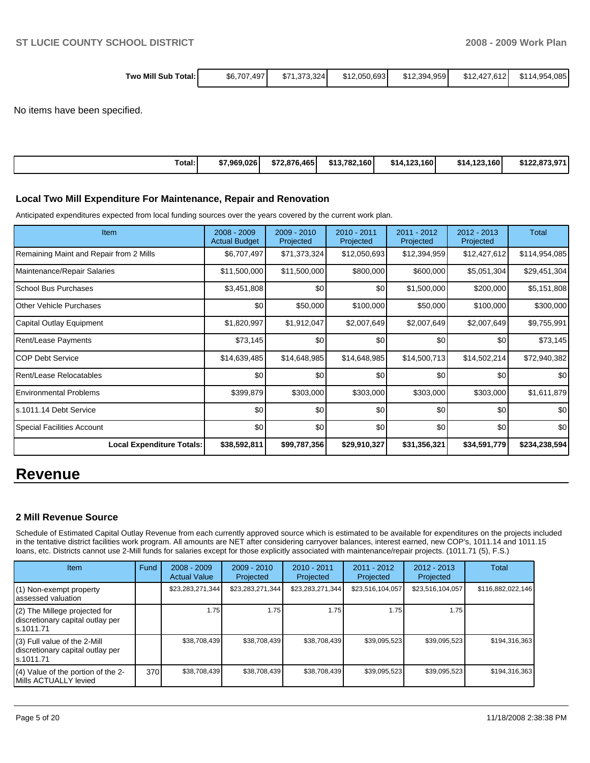| Two Mill Sub Total: | $6,707,497 | $71,373,324 | $12,050,693 | $12,394,959 | $12,427,612 | $114,954,085 |
|---|---|---|---|---|---|---|

No items have been specified.

| Total: | $7,969,026 | $72,876,465 | $13,782,160 | $14,123,160 | $14,123,160 | $122,873,971 |
|---|---|---|---|---|---|---|

### Local Two Mill Expenditure For Maintenance, Repair and Renovation

Anticipated expenditures expected from local funding sources over the years covered by the current work plan.

| Item | 2008 - 2009 Actual Budget | 2009 - 2010 Projected | 2010 - 2011 Projected | 2011 - 2012 Projected | 2012 - 2013 Projected | Total |
|---|---|---|---|---|---|---|
| Remaining Maint and Repair from 2 Mills | $6,707,497 | $71,373,324 | $12,050,693 | $12,394,959 | $12,427,612 | $114,954,085 |
| Maintenance/Repair Salaries | $11,500,000 | $11,500,000 | $800,000 | $600,000 | $5,051,304 | $29,451,304 |
| School Bus Purchases | $3,451,808 | $0 | $0 | $1,500,000 | $200,000 | $5,151,808 |
| Other Vehicle Purchases | $0 | $50,000 | $100,000 | $50,000 | $100,000 | $300,000 |
| Capital Outlay Equipment | $1,820,997 | $1,912,047 | $2,007,649 | $2,007,649 | $2,007,649 | $9,755,991 |
| Rent/Lease Payments | $73,145 | $0 | $0 | $0 | $0 | $73,145 |
| COP Debt Service | $14,639,485 | $14,648,985 | $14,648,985 | $14,500,713 | $14,502,214 | $72,940,382 |
| Rent/Lease Relocatables | $0 | $0 | $0 | $0 | $0 | $0 |
| Environmental Problems | $399,879 | $303,000 | $303,000 | $303,000 | $303,000 | $1,611,879 |
| s.1011.14 Debt Service | $0 | $0 | $0 | $0 | $0 | $0 |
| Special Facilities Account | $0 | $0 | $0 | $0 | $0 | $0 |
| **Local Expenditure Totals:** | **$38,592,811** | **$99,787,356** | **$29,910,327** | **$31,356,321** | **$34,591,779** | **$234,238,594** |

# Revenue

### 2 Mill Revenue Source

Schedule of Estimated Capital Outlay Revenue from each currently approved source which is estimated to be available for expenditures on the projects included in the tentative district facilities work program. All amounts are NET after considering carryover balances, interest earned, new COP's, 1011.14 and 1011.15 loans, etc. Districts cannot use 2-Mill funds for salaries except for those explicitly associated with maintenance/repair projects. (1011.71 (5), F.S.)

| Item | Fund | 2008 - 2009 Actual Value | 2009 - 2010 Projected | 2010 - 2011 Projected | 2011 - 2012 Projected | 2012 - 2013 Projected | Total |
|---|---|---|---|---|---|---|---|
| (1) Non-exempt property assessed valuation | | $23,283,271,344 | $23,283,271,344 | $23,283,271,344 | $23,516,104,057 | $23,516,104,057 | $116,882,022,146 |
| (2) The Millege projected for discretionary capital outlay per s.1011.71 | | 1.75 | 1.75 | 1.75 | 1.75 | 1.75 | |
| (3) Full value of the 2-Mill discretionary capital outlay per s.1011.71 | | $38,708,439 | $38,708,439 | $38,708,439 | $39,095,523 | $39,095,523 | $194,316,363 |
| (4) Value of the portion of the 2-Mills ACTUALLY levied | 370 | $38,708,439 | $38,708,439 | $38,708,439 | $39,095,523 | $39,095,523 | $194,316,363 |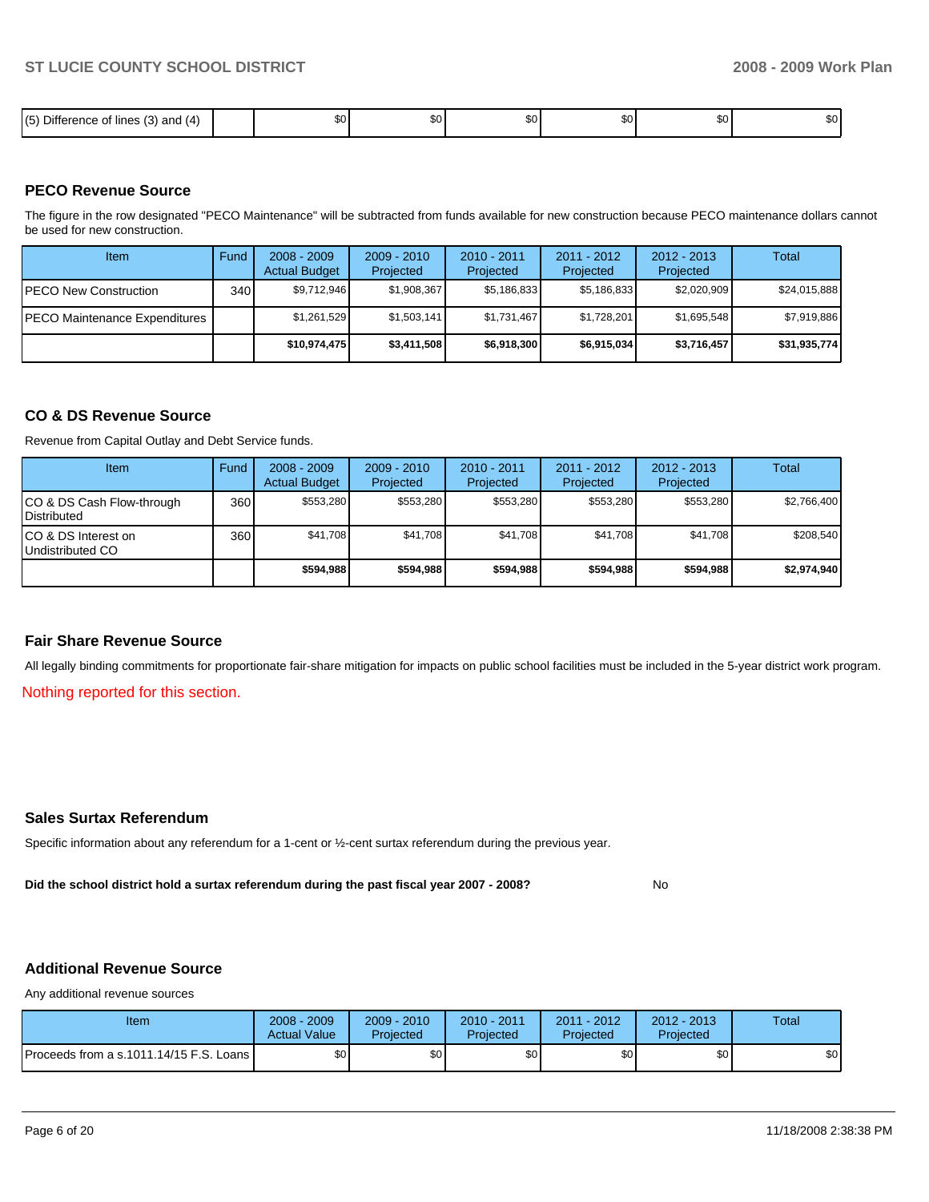| (5) Difference of lines (3) and (4) | | $0 | $0 | $0 | $0 | $0 | $0 |
|---|---|---|---|---|---|---|---|

## PECO Revenue Source

The figure in the row designated "PECO Maintenance" will be subtracted from funds available for new construction because PECO maintenance dollars cannot be used for new construction.

| Item | Fund | 2008 - 2009 Actual Budget | 2009 - 2010 Projected | 2010 - 2011 Projected | 2011 - 2012 Projected | 2012 - 2013 Projected | Total |
|---|---|---|---|---|---|---|---|
| PECO New Construction | 340 | $9,712,946 | $1,908,367 | $5,186,833 | $5,186,833 | $2,020,909 | $24,015,888 |
| PECO Maintenance Expenditures | | $1,261,529 | $1,503,141 | $1,731,467 | $1,728,201 | $1,695,548 | $7,919,886 |
| | | **$10,974,475** | **$3,411,508** | **$6,918,300** | **$6,915,034** | **$3,716,457** | **$31,935,774** |

## CO & DS Revenue Source

Revenue from Capital Outlay and Debt Service funds.

| Item | Fund | 2008 - 2009 Actual Budget | 2009 - 2010 Projected | 2010 - 2011 Projected | 2011 - 2012 Projected | 2012 - 2013 Projected | Total |
|---|---|---|---|---|---|---|---|
| CO & DS Cash Flow-through Distributed | 360 | $553,280 | $553,280 | $553,280 | $553,280 | $553,280 | $2,766,400 |
| CO & DS Interest on Undistributed CO | 360 | $41,708 | $41,708 | $41,708 | $41,708 | $41,708 | $208,540 |
| | | **$594,988** | **$594,988** | **$594,988** | **$594,988** | **$594,988** | **$2,974,940** |

## Fair Share Revenue Source

All legally binding commitments for proportionate fair-share mitigation for impacts on public school facilities must be included in the 5-year district work program.

Nothing reported for this section.

## Sales Surtax Referendum

Specific information about any referendum for a 1-cent or ½-cent surtax referendum during the previous year.

**Did the school district hold a surtax referendum during the past fiscal year 2007 - 2008?** No

## Additional Revenue Source

Any additional revenue sources

| Item | 2008 - 2009 Actual Value | 2009 - 2010 Projected | 2010 - 2011 Projected | 2011 - 2012 Projected | 2012 - 2013 Projected | Total |
|---|---|---|---|---|---|---|
| Proceeds from a s.1011.14/15 F.S. Loans | $0 | $0 | $0 | $0 | $0 | $0 |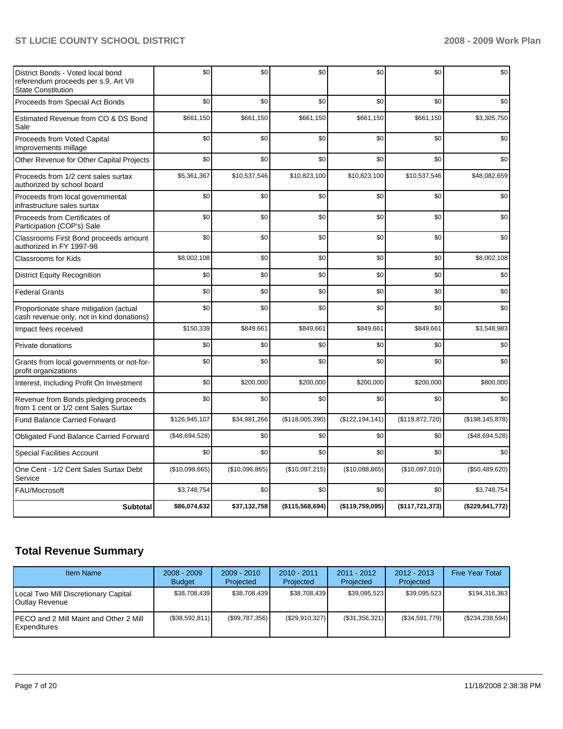| | | | | | | |
|---|---|---|---|---|---|---|
| District Bonds - Voted local bond referendum proceeds per s.9, Art VII State Constitution | $0 | $0 | $0 | $0 | $0 | $0 |
| Proceeds from Special Act Bonds | $0 | $0 | $0 | $0 | $0 | $0 |
| Estimated Revenue from CO & DS Bond Sale | $661,150 | $661,150 | $661,150 | $661,150 | $661,150 | $3,305,750 |
| Proceeds from Voted Capital Improvements millage | $0 | $0 | $0 | $0 | $0 | $0 |
| Other Revenue for Other Capital Projects | $0 | $0 | $0 | $0 | $0 | $0 |
| Proceeds from 1/2 cent sales surtax authorized by school board | $5,361,367 | $10,537,546 | $10,823,100 | $10,823,100 | $10,537,546 | $48,082,659 |
| Proceeds from local governmental infrastructure sales surtax | $0 | $0 | $0 | $0 | $0 | $0 |
| Proceeds from Certificates of Participation (COP's) Sale | $0 | $0 | $0 | $0 | $0 | $0 |
| Classrooms First Bond proceeds amount authorized in FY 1997-98 | $0 | $0 | $0 | $0 | $0 | $0 |
| Classrooms for Kids | $8,002,108 | $0 | $0 | $0 | $0 | $8,002,108 |
| District Equity Recognition | $0 | $0 | $0 | $0 | $0 | $0 |
| Federal Grants | $0 | $0 | $0 | $0 | $0 | $0 |
| Proportionate share mitigation (actual cash revenue only, not in kind donations) | $0 | $0 | $0 | $0 | $0 | $0 |
| Impact fees received | $150,339 | $849,661 | $849,661 | $849,661 | $849,661 | $3,548,983 |
| Private donations | $0 | $0 | $0 | $0 | $0 | $0 |
| Grants from local governments or not-for-profit organizations | $0 | $0 | $0 | $0 | $0 | $0 |
| Interest, Including Profit On Investment | $0 | $200,000 | $200,000 | $200,000 | $200,000 | $800,000 |
| Revenue from Bonds pledging proceeds from 1 cent or 1/2 cent Sales Surtax | $0 | $0 | $0 | $0 | $0 | $0 |
| Fund Balance Carried Forward | $126,945,107 | $34,981,266 | ($118,005,390) | ($122,194,141) | ($119,872,720) | ($198,145,878) |
| Obligated Fund Balance Carried Forward | ($48,694,528) | $0 | $0 | $0 | $0 | ($48,694,528) |
| Special Facilities Account | $0 | $0 | $0 | $0 | $0 | $0 |
| One Cent - 1/2 Cent Sales Surtax Debt Service | ($10,099,665) | ($10,096,865) | ($10,097,215) | ($10,098,865) | ($10,097,010) | ($50,489,620) |
| FAU/Mocrosoft | $3,748,754 | $0 | $0 | $0 | $0 | $3,748,754 |
| **Subtotal** | **$86,074,632** | **$37,132,758** | **($115,568,694)** | **($119,759,095)** | **($117,721,373)** | **($229,841,772)** |

## Total Revenue Summary

| Item Name | 2008 - 2009 Budget | 2009 - 2010 Projected | 2010 - 2011 Projected | 2011 - 2012 Projected | 2012 - 2013 Projected | Five Year Total |
|---|---|---|---|---|---|---|
| Local Two Mill Discretionary Capital Outlay Revenue | $38,708,439 | $38,708,439 | $38,708,439 | $39,095,523 | $39,095,523 | $194,316,363 |
| PECO and 2 Mill Maint and Other 2 Mill Expenditures | ($38,592,811) | ($99,787,356) | ($29,910,327) | ($31,356,321) | ($34,591,779) | ($234,238,594) |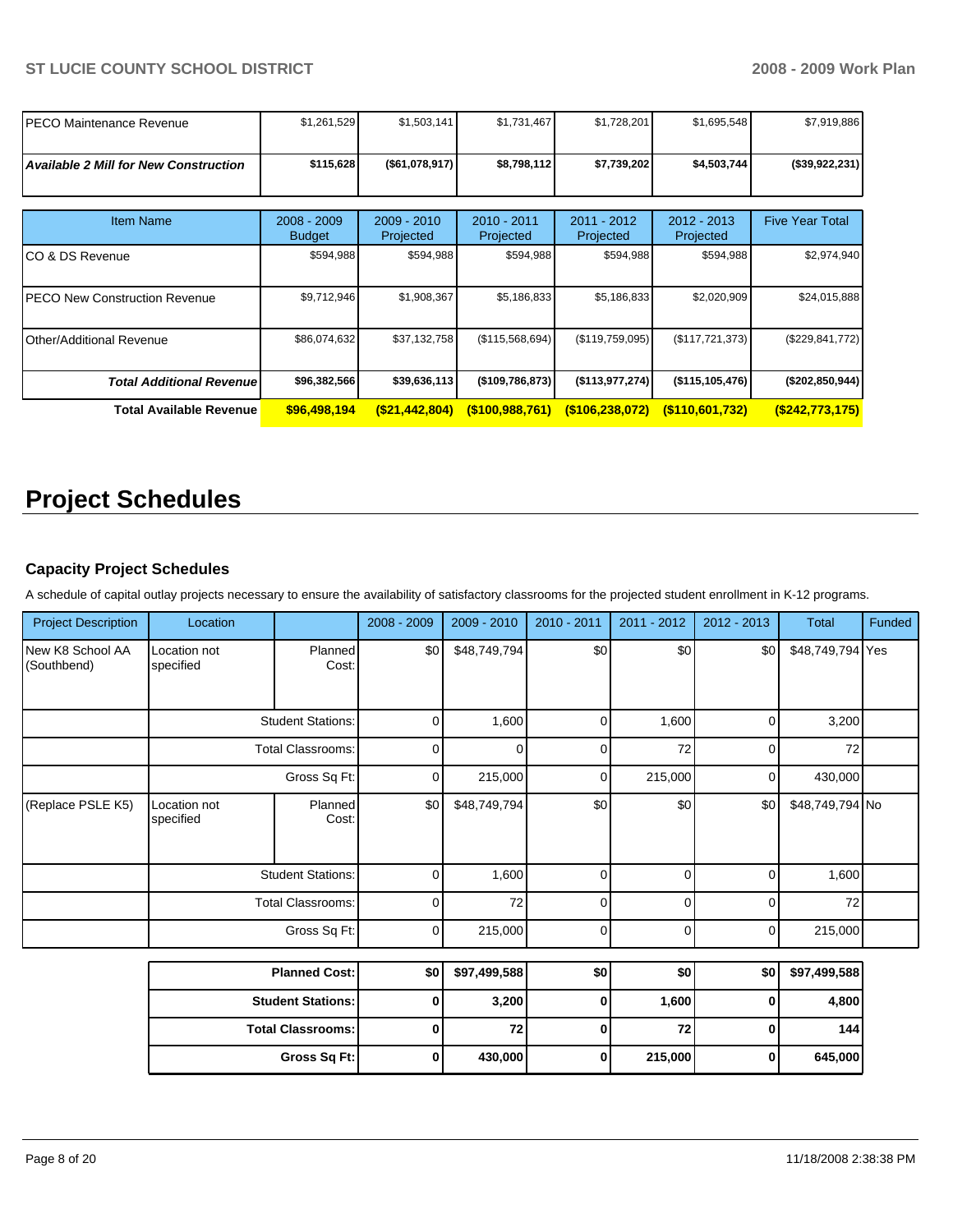| | | | | | | |
|---|---|---|---|---|---|---|
| PECO Maintenance Revenue | $1,261,529 | $1,503,141 | $1,731,467 | $1,728,201 | $1,695,548 | $7,919,886 |
| ***Available 2 Mill for New Construction*** | **$115,628** | **($61,078,917)** | **$8,798,112** | **$7,739,202** | **$4,503,744** | **($39,922,231)** |

| Item Name | 2008 - 2009 Budget | 2009 - 2010 Projected | 2010 - 2011 Projected | 2011 - 2012 Projected | 2012 - 2013 Projected | Five Year Total |
|---|---|---|---|---|---|---|
| CO & DS Revenue | $594,988 | $594,988 | $594,988 | $594,988 | $594,988 | $2,974,940 |
| PECO New Construction Revenue | $9,712,946 | $1,908,367 | $5,186,833 | $5,186,833 | $2,020,909 | $24,015,888 |
| Other/Additional Revenue | $86,074,632 | $37,132,758 | ($115,568,694) | ($119,759,095) | ($117,721,373) | ($229,841,772) |
| ***Total Additional Revenue*** | **$96,382,566** | **$39,636,113** | **($109,786,873)** | **($113,977,274)** | **($115,105,476)** | **($202,850,944)** |
| **Total Available Revenue** | **$96,498,194** | **($21,442,804)** | **($100,988,761)** | **($106,238,072)** | **($110,601,732)** | **($242,773,175)** |

# Project Schedules

### Capacity Project Schedules

A schedule of capital outlay projects necessary to ensure the availability of satisfactory classrooms for the projected student enrollment in K-12 programs.

| Project Description | Location | | 2008 - 2009 | 2009 - 2010 | 2010 - 2011 | 2011 - 2012 | 2012 - 2013 | Total | Funded |
|---|---|---|---|---|---|---|---|---|---|
| New K8 School AA (Southbend) | Location not specified | Planned Cost: | $0 | $48,749,794 | $0 | $0 | $0 | $48,749,794 | Yes |
| | | Student Stations: | 0 | 1,600 | 0 | 1,600 | 0 | 3,200 | |
| | | Total Classrooms: | 0 | 0 | 0 | 72 | 0 | 72 | |
| | | Gross Sq Ft: | 0 | 215,000 | 0 | 215,000 | 0 | 430,000 | |
| (Replace PSLE K5) | Location not specified | Planned Cost: | $0 | $48,749,794 | $0 | $0 | $0 | $48,749,794 | No |
| | | Student Stations: | 0 | 1,600 | 0 | 0 | 0 | 1,600 | |
| | | Total Classrooms: | 0 | 72 | 0 | 0 | 0 | 72 | |
| | | Gross Sq Ft: | 0 | 215,000 | 0 | 0 | 0 | 215,000 | |

| | 2008 - 2009 | 2009 - 2010 | 2010 - 2011 | 2011 - 2012 | 2012 - 2013 | Total |
|---|---|---|---|---|---|---|
| **Planned Cost:** | **$0** | **$97,499,588** | **$0** | **$0** | **$0** | **$97,499,588** |
| **Student Stations:** | **0** | **3,200** | **0** | **1,600** | **0** | **4,800** |
| **Total Classrooms:** | **0** | **72** | **0** | **72** | **0** | **144** |
| **Gross Sq Ft:** | **0** | **430,000** | **0** | **215,000** | **0** | **645,000** |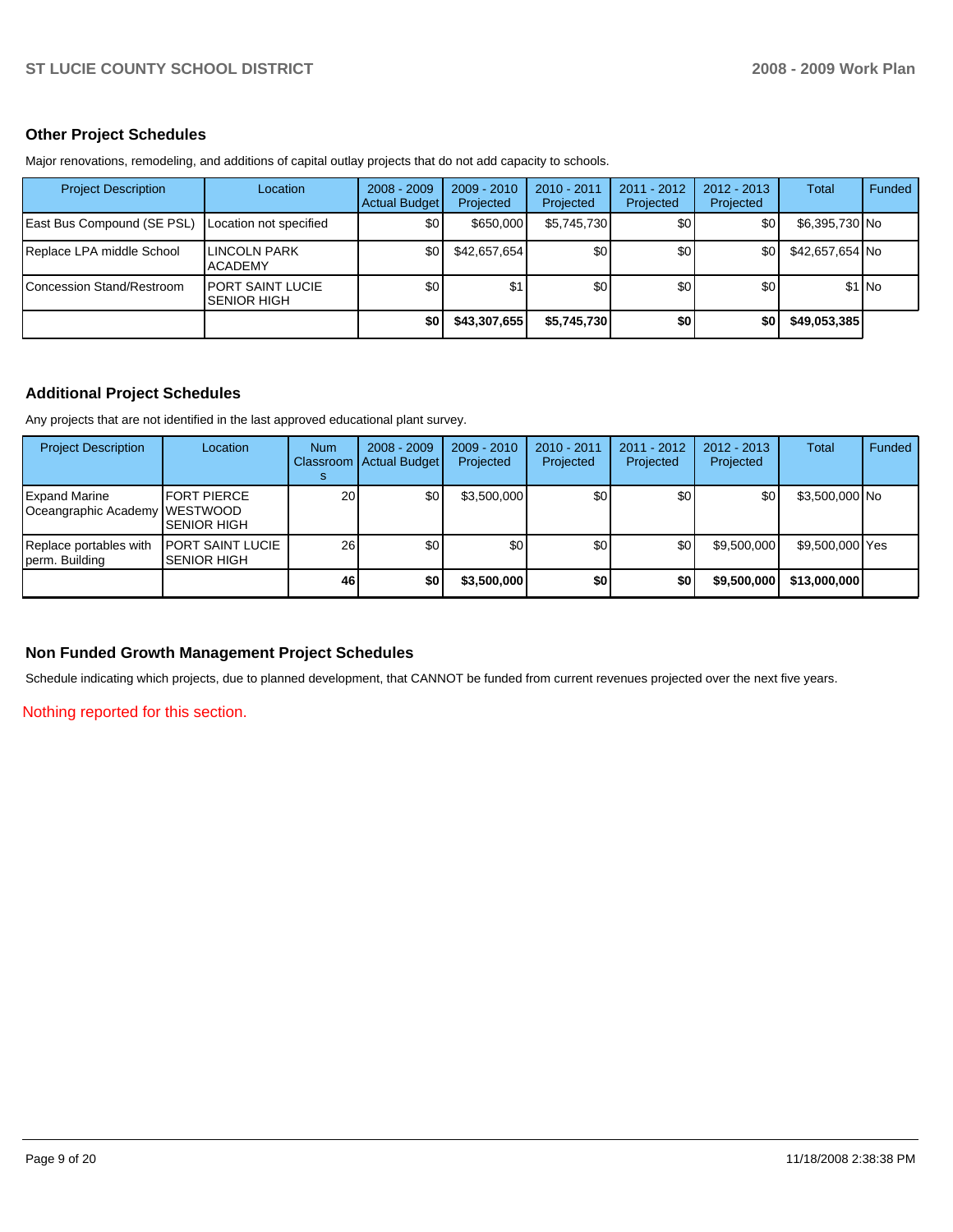## Other Project Schedules

Major renovations, remodeling, and additions of capital outlay projects that do not add capacity to schools.

| Project Description | Location | 2008 - 2009 Actual Budget | 2009 - 2010 Projected | 2010 - 2011 Projected | 2011 - 2012 Projected | 2012 - 2013 Projected | Total | Funded |
|---|---|---|---|---|---|---|---|---|
| East Bus Compound (SE PSL) | Location not specified | $0 | $650,000 | $5,745,730 | $0 | $0 | $6,395,730 | No |
| Replace LPA middle School | LINCOLN PARK ACADEMY | $0 | $42,657,654 | $0 | $0 | $0 | $42,657,654 | No |
| Concession Stand/Restroom | PORT SAINT LUCIE SENIOR HIGH | $0 | $1 | $0 | $0 | $0 | $1 | No |
| | | **$0** | **$43,307,655** | **$5,745,730** | **$0** | **$0** | **$49,053,385** | |

## Additional Project Schedules

Any projects that are not identified in the last approved educational plant survey.

| Project Description | Location | Num Classrooms | 2008 - 2009 Actual Budget | 2009 - 2010 Projected | 2010 - 2011 Projected | 2011 - 2012 Projected | 2012 - 2013 Projected | Total | Funded |
|---|---|---|---|---|---|---|---|---|---|
| Expand Marine Oceangraphic Academy | FORT PIERCE WESTWOOD SENIOR HIGH | 20 | $0 | $3,500,000 | $0 | $0 | $0 | $3,500,000 | No |
| Replace portables with perm. Building | PORT SAINT LUCIE SENIOR HIGH | 26 | $0 | $0 | $0 | $0 | $9,500,000 | $9,500,000 | Yes |
| | | **46** | **$0** | **$3,500,000** | **$0** | **$0** | **$9,500,000** | **$13,000,000** | |

## Non Funded Growth Management Project Schedules

Schedule indicating which projects, due to planned development, that CANNOT be funded from current revenues projected over the next five years.

Nothing reported for this section.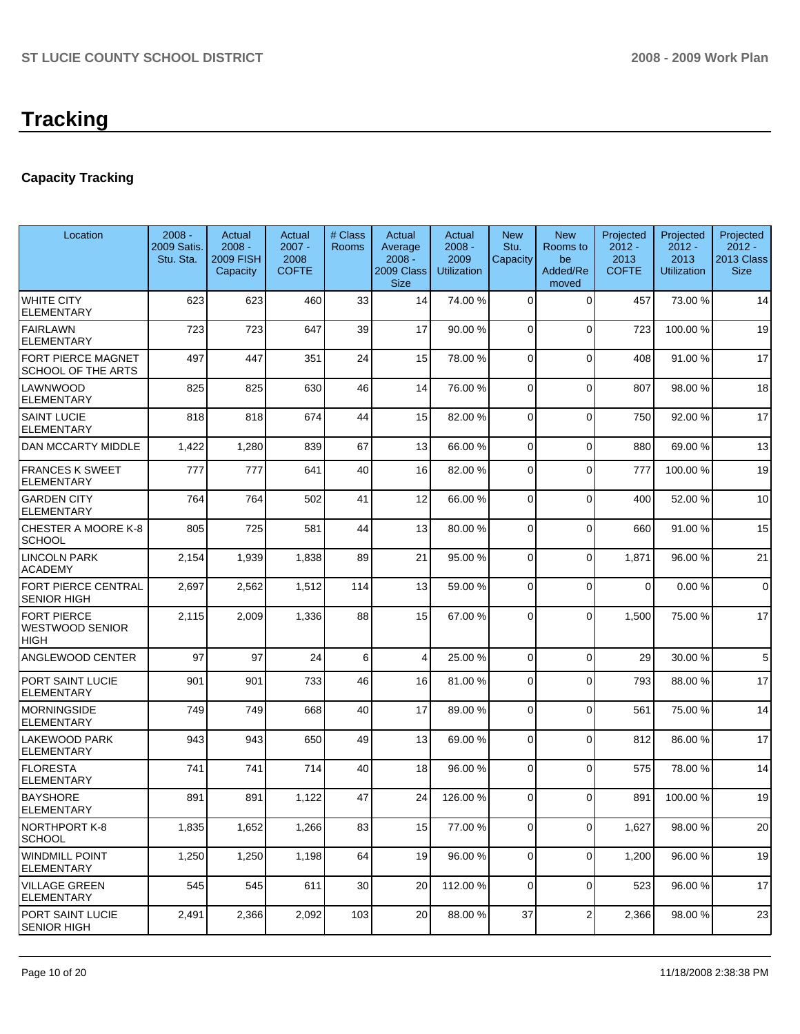# Tracking

## Capacity Tracking

| Location | 2008 - 2009 Satis. Stu. Sta. | Actual 2008 - 2009 FISH Capacity | Actual 2007 - 2008 COFTE | # Class Rooms | Actual Average 2008 - 2009 Class Size | Actual 2008 - 2009 Utilization | New Stu. Capacity | New Rooms to be Added/Removed | Projected 2012 - 2013 COFTE | Projected 2012 - 2013 Utilization | Projected 2012 - 2013 Class Size |
|---|---|---|---|---|---|---|---|---|---|---|---|
| WHITE CITY ELEMENTARY | 623 | 623 | 460 | 33 | 14 | 74.00 % | 0 | 0 | 457 | 73.00 % | 14 |
| FAIRLAWN ELEMENTARY | 723 | 723 | 647 | 39 | 17 | 90.00 % | 0 | 0 | 723 | 100.00 % | 19 |
| FORT PIERCE MAGNET SCHOOL OF THE ARTS | 497 | 447 | 351 | 24 | 15 | 78.00 % | 0 | 0 | 408 | 91.00 % | 17 |
| LAWNWOOD ELEMENTARY | 825 | 825 | 630 | 46 | 14 | 76.00 % | 0 | 0 | 807 | 98.00 % | 18 |
| SAINT LUCIE ELEMENTARY | 818 | 818 | 674 | 44 | 15 | 82.00 % | 0 | 0 | 750 | 92.00 % | 17 |
| DAN MCCARTY MIDDLE | 1,422 | 1,280 | 839 | 67 | 13 | 66.00 % | 0 | 0 | 880 | 69.00 % | 13 |
| FRANCES K SWEET ELEMENTARY | 777 | 777 | 641 | 40 | 16 | 82.00 % | 0 | 0 | 777 | 100.00 % | 19 |
| GARDEN CITY ELEMENTARY | 764 | 764 | 502 | 41 | 12 | 66.00 % | 0 | 0 | 400 | 52.00 % | 10 |
| CHESTER A MOORE K-8 SCHOOL | 805 | 725 | 581 | 44 | 13 | 80.00 % | 0 | 0 | 660 | 91.00 % | 15 |
| LINCOLN PARK ACADEMY | 2,154 | 1,939 | 1,838 | 89 | 21 | 95.00 % | 0 | 0 | 1,871 | 96.00 % | 21 |
| FORT PIERCE CENTRAL SENIOR HIGH | 2,697 | 2,562 | 1,512 | 114 | 13 | 59.00 % | 0 | 0 | 0 | 0.00 % | 0 |
| FORT PIERCE WESTWOOD SENIOR HIGH | 2,115 | 2,009 | 1,336 | 88 | 15 | 67.00 % | 0 | 0 | 1,500 | 75.00 % | 17 |
| ANGLEWOOD CENTER | 97 | 97 | 24 | 6 | 4 | 25.00 % | 0 | 0 | 29 | 30.00 % | 5 |
| PORT SAINT LUCIE ELEMENTARY | 901 | 901 | 733 | 46 | 16 | 81.00 % | 0 | 0 | 793 | 88.00 % | 17 |
| MORNINGSIDE ELEMENTARY | 749 | 749 | 668 | 40 | 17 | 89.00 % | 0 | 0 | 561 | 75.00 % | 14 |
| LAKEWOOD PARK ELEMENTARY | 943 | 943 | 650 | 49 | 13 | 69.00 % | 0 | 0 | 812 | 86.00 % | 17 |
| FLORESTA ELEMENTARY | 741 | 741 | 714 | 40 | 18 | 96.00 % | 0 | 0 | 575 | 78.00 % | 14 |
| BAYSHORE ELEMENTARY | 891 | 891 | 1,122 | 47 | 24 | 126.00 % | 0 | 0 | 891 | 100.00 % | 19 |
| NORTHPORT K-8 SCHOOL | 1,835 | 1,652 | 1,266 | 83 | 15 | 77.00 % | 0 | 0 | 1,627 | 98.00 % | 20 |
| WINDMILL POINT ELEMENTARY | 1,250 | 1,250 | 1,198 | 64 | 19 | 96.00 % | 0 | 0 | 1,200 | 96.00 % | 19 |
| VILLAGE GREEN ELEMENTARY | 545 | 545 | 611 | 30 | 20 | 112.00 % | 0 | 0 | 523 | 96.00 % | 17 |
| PORT SAINT LUCIE SENIOR HIGH | 2,491 | 2,366 | 2,092 | 103 | 20 | 88.00 % | 37 | 2 | 2,366 | 98.00 % | 23 |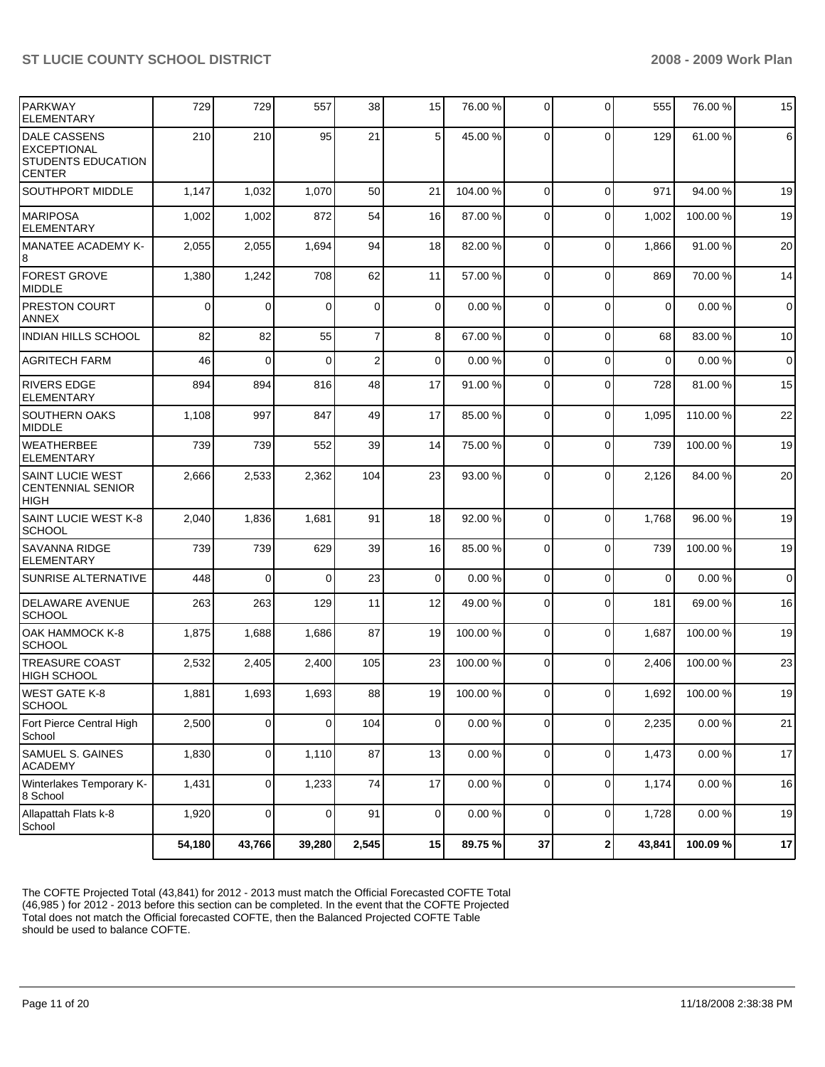| | | | | | | | | | | | |
|---|---|---|---|---|---|---|---|---|---|---|---|
| PARKWAY ELEMENTARY | 729 | 729 | 557 | 38 | 15 | 76.00 % | 0 | 0 | 555 | 76.00 % | 15 |
| DALE CASSENS EXCEPTIONAL STUDENTS EDUCATION CENTER | 210 | 210 | 95 | 21 | 5 | 45.00 % | 0 | 0 | 129 | 61.00 % | 6 |
| SOUTHPORT MIDDLE | 1,147 | 1,032 | 1,070 | 50 | 21 | 104.00 % | 0 | 0 | 971 | 94.00 % | 19 |
| MARIPOSA ELEMENTARY | 1,002 | 1,002 | 872 | 54 | 16 | 87.00 % | 0 | 0 | 1,002 | 100.00 % | 19 |
| MANATEE ACADEMY K-8 | 2,055 | 2,055 | 1,694 | 94 | 18 | 82.00 % | 0 | 0 | 1,866 | 91.00 % | 20 |
| FOREST GROVE MIDDLE | 1,380 | 1,242 | 708 | 62 | 11 | 57.00 % | 0 | 0 | 869 | 70.00 % | 14 |
| PRESTON COURT ANNEX | 0 | 0 | 0 | 0 | 0 | 0.00 % | 0 | 0 | 0 | 0.00 % | 0 |
| INDIAN HILLS SCHOOL | 82 | 82 | 55 | 7 | 8 | 67.00 % | 0 | 0 | 68 | 83.00 % | 10 |
| AGRITECH FARM | 46 | 0 | 0 | 2 | 0 | 0.00 % | 0 | 0 | 0 | 0.00 % | 0 |
| RIVERS EDGE ELEMENTARY | 894 | 894 | 816 | 48 | 17 | 91.00 % | 0 | 0 | 728 | 81.00 % | 15 |
| SOUTHERN OAKS MIDDLE | 1,108 | 997 | 847 | 49 | 17 | 85.00 % | 0 | 0 | 1,095 | 110.00 % | 22 |
| WEATHERBEE ELEMENTARY | 739 | 739 | 552 | 39 | 14 | 75.00 % | 0 | 0 | 739 | 100.00 % | 19 |
| SAINT LUCIE WEST CENTENNIAL SENIOR HIGH | 2,666 | 2,533 | 2,362 | 104 | 23 | 93.00 % | 0 | 0 | 2,126 | 84.00 % | 20 |
| SAINT LUCIE WEST K-8 SCHOOL | 2,040 | 1,836 | 1,681 | 91 | 18 | 92.00 % | 0 | 0 | 1,768 | 96.00 % | 19 |
| SAVANNA RIDGE ELEMENTARY | 739 | 739 | 629 | 39 | 16 | 85.00 % | 0 | 0 | 739 | 100.00 % | 19 |
| SUNRISE ALTERNATIVE | 448 | 0 | 0 | 23 | 0 | 0.00 % | 0 | 0 | 0 | 0.00 % | 0 |
| DELAWARE AVENUE SCHOOL | 263 | 263 | 129 | 11 | 12 | 49.00 % | 0 | 0 | 181 | 69.00 % | 16 |
| OAK HAMMOCK K-8 SCHOOL | 1,875 | 1,688 | 1,686 | 87 | 19 | 100.00 % | 0 | 0 | 1,687 | 100.00 % | 19 |
| TREASURE COAST HIGH SCHOOL | 2,532 | 2,405 | 2,400 | 105 | 23 | 100.00 % | 0 | 0 | 2,406 | 100.00 % | 23 |
| WEST GATE K-8 SCHOOL | 1,881 | 1,693 | 1,693 | 88 | 19 | 100.00 % | 0 | 0 | 1,692 | 100.00 % | 19 |
| Fort Pierce Central High School | 2,500 | 0 | 0 | 104 | 0 | 0.00 % | 0 | 0 | 2,235 | 0.00 % | 21 |
| SAMUEL S. GAINES ACADEMY | 1,830 | 0 | 1,110 | 87 | 13 | 0.00 % | 0 | 0 | 1,473 | 0.00 % | 17 |
| Winterlakes Temporary K-8 School | 1,431 | 0 | 1,233 | 74 | 17 | 0.00 % | 0 | 0 | 1,174 | 0.00 % | 16 |
| Allapattah Flats k-8 School | 1,920 | 0 | 0 | 91 | 0 | 0.00 % | 0 | 0 | 1,728 | 0.00 % | 19 |
| | **54,180** | **43,766** | **39,280** | **2,545** | **15** | **89.75 %** | **37** | **2** | **43,841** | **100.09 %** | **17** |

The COFTE Projected Total (43,841) for 2012 - 2013 must match the Official Forecasted COFTE Total (46,985 ) for 2012 - 2013 before this section can be completed. In the event that the COFTE Projected Total does not match the Official forecasted COFTE, then the Balanced Projected COFTE Table should be used to balance COFTE.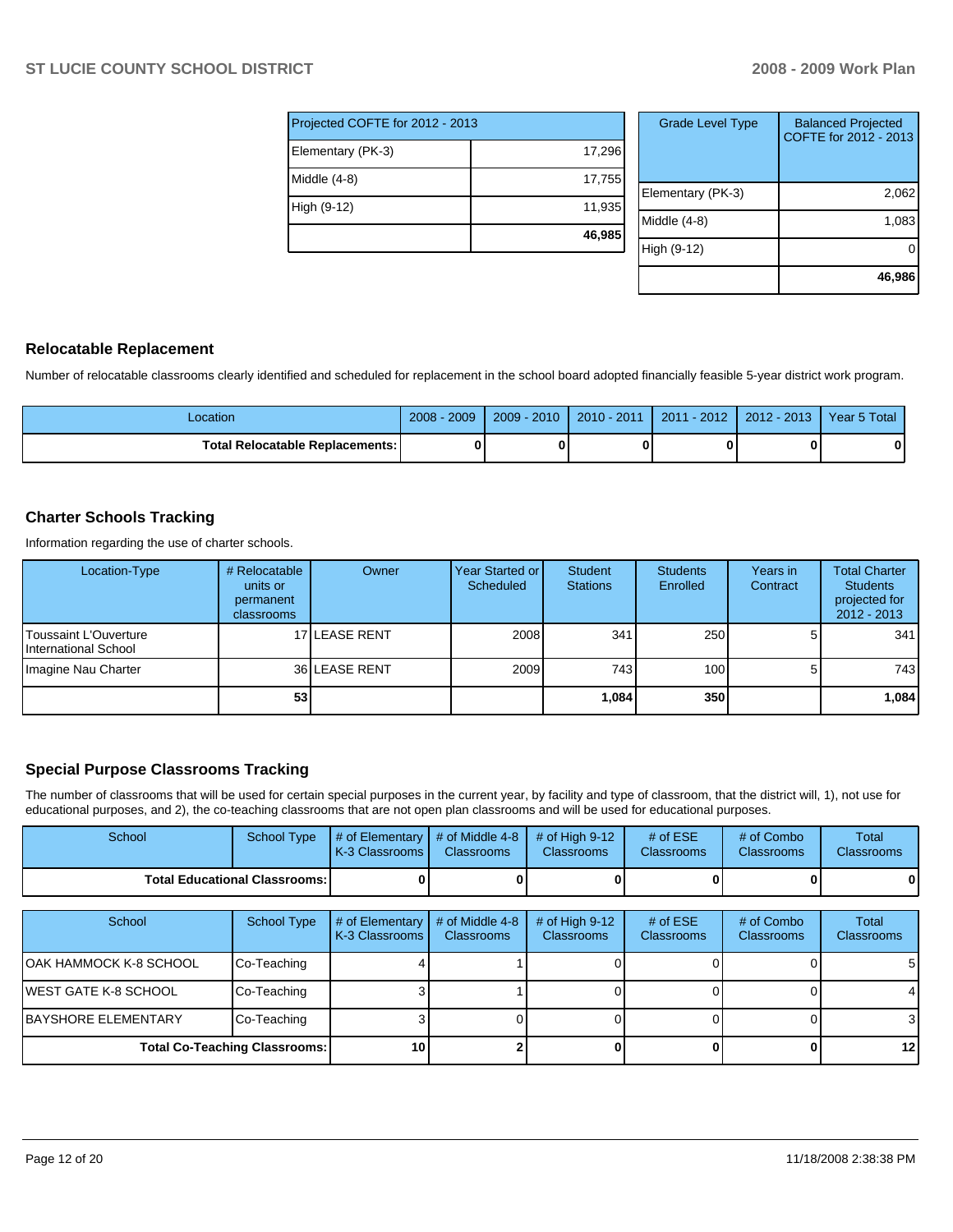| Projected COFTE for 2012 - 2013 | |
|---|---|
| Elementary (PK-3) | 17,296 |
| Middle (4-8) | 17,755 |
| High (9-12) | 11,935 |
| | **46,985** |

| Grade Level Type | Balanced Projected COFTE for 2012 - 2013 |
|---|---|
| Elementary (PK-3) | 2,062 |
| Middle (4-8) | 1,083 |
| High (9-12) | 0 |
| | **46,986** |

## Relocatable Replacement

Number of relocatable classrooms clearly identified and scheduled for replacement in the school board adopted financially feasible 5-year district work program.

| Location | 2008 - 2009 | 2009 - 2010 | 2010 - 2011 | 2011 - 2012 | 2012 - 2013 | Year 5 Total |
|---|---|---|---|---|---|---|
| **Total Relocatable Replacements:** | **0** | **0** | **0** | **0** | **0** | **0** |

## Charter Schools Tracking

Information regarding the use of charter schools.

| Location-Type | # Relocatable units or permanent classrooms | Owner | Year Started or Scheduled | Student Stations | Students Enrolled | Years in Contract | Total Charter Students projected for 2012 - 2013 |
|---|---|---|---|---|---|---|---|
| Toussaint L'Ouverture International School | 17 | LEASE RENT | 2008 | 341 | 250 | 5 | 341 |
| Imagine Nau Charter | 36 | LEASE RENT | 2009 | 743 | 100 | 5 | 743 |
| | **53** | | | **1,084** | **350** | | **1,084** |

## Special Purpose Classrooms Tracking

The number of classrooms that will be used for certain special purposes in the current year, by facility and type of classroom, that the district will, 1), not use for educational purposes, and 2), the co-teaching classrooms that are not open plan classrooms and will be used for educational purposes.

| School | School Type | # of Elementary K-3 Classrooms | # of Middle 4-8 Classrooms | # of High 9-12 Classrooms | # of ESE Classrooms | # of Combo Classrooms | Total Classrooms |
|---|---|---|---|---|---|---|---|
| **Total Educational Classrooms:** | | **0** | **0** | **0** | **0** | **0** | **0** |

| School | School Type | # of Elementary K-3 Classrooms | # of Middle 4-8 Classrooms | # of High 9-12 Classrooms | # of ESE Classrooms | # of Combo Classrooms | Total Classrooms |
|---|---|---|---|---|---|---|---|
| OAK HAMMOCK K-8 SCHOOL | Co-Teaching | 4 | 1 | 0 | 0 | 0 | 5 |
| WEST GATE K-8 SCHOOL | Co-Teaching | 3 | 1 | 0 | 0 | 0 | 4 |
| BAYSHORE ELEMENTARY | Co-Teaching | 3 | 0 | 0 | 0 | 0 | 3 |
| **Total Co-Teaching Classrooms:** | | **10** | **2** | **0** | **0** | **0** | **12** |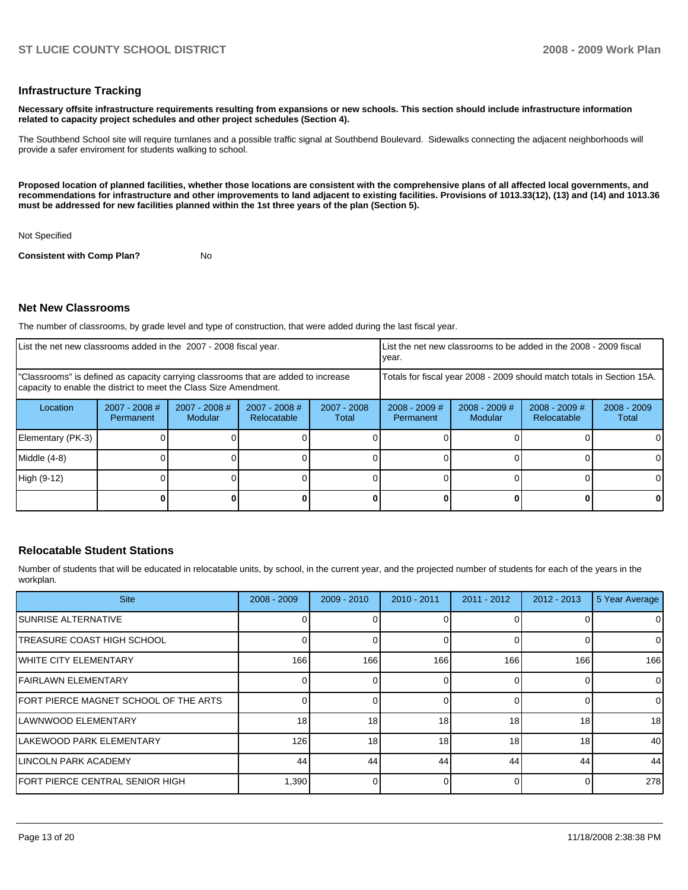## Infrastructure Tracking

**Necessary offsite infrastructure requirements resulting from expansions or new schools. This section should include infrastructure information related to capacity project schedules and other project schedules (Section 4).**

The Southbend School site will require turnlanes and a possible traffic signal at Southbend Boulevard. Sidewalks connecting the adjacent neighborhoods will provide a safer enviroment for students walking to school.

**Proposed location of planned facilities, whether those locations are consistent with the comprehensive plans of all affected local governments, and recommendations for infrastructure and other improvements to land adjacent to existing facilities. Provisions of 1013.33(12), (13) and (14) and 1013.36 must be addressed for new facilities planned within the 1st three years of the plan (Section 5).**

Not Specified

**Consistent with Comp Plan?** No

## Net New Classrooms

The number of classrooms, by grade level and type of construction, that were added during the last fiscal year.

| List the net new classrooms added in the 2007 - 2008 fiscal year. | | | | | List the net new classrooms to be added in the 2008 - 2009 fiscal year. | | | |
|---|---|---|---|---|---|---|---|---|
| "Classrooms" is defined as capacity carrying classrooms that are added to increase capacity to enable the district to meet the Class Size Amendment. | | | | | Totals for fiscal year 2008 - 2009 should match totals in Section 15A. | | | |
| Location | 2007 - 2008 # Permanent | 2007 - 2008 # Modular | 2007 - 2008 # Relocatable | 2007 - 2008 Total | 2008 - 2009 # Permanent | 2008 - 2009 # Modular | 2008 - 2009 # Relocatable | 2008 - 2009 Total |
| Elementary (PK-3) | 0 | 0 | 0 | 0 | 0 | 0 | 0 | 0 |
| Middle (4-8) | 0 | 0 | 0 | 0 | 0 | 0 | 0 | 0 |
| High (9-12) | 0 | 0 | 0 | 0 | 0 | 0 | 0 | 0 |
| | **0** | **0** | **0** | **0** | **0** | **0** | **0** | **0** |

## Relocatable Student Stations

Number of students that will be educated in relocatable units, by school, in the current year, and the projected number of students for each of the years in the workplan.

| Site | 2008 - 2009 | 2009 - 2010 | 2010 - 2011 | 2011 - 2012 | 2012 - 2013 | 5 Year Average |
|---|---|---|---|---|---|---|
| SUNRISE ALTERNATIVE | 0 | 0 | 0 | 0 | 0 | 0 |
| TREASURE COAST HIGH SCHOOL | 0 | 0 | 0 | 0 | 0 | 0 |
| WHITE CITY ELEMENTARY | 166 | 166 | 166 | 166 | 166 | 166 |
| FAIRLAWN ELEMENTARY | 0 | 0 | 0 | 0 | 0 | 0 |
| FORT PIERCE MAGNET SCHOOL OF THE ARTS | 0 | 0 | 0 | 0 | 0 | 0 |
| LAWNWOOD ELEMENTARY | 18 | 18 | 18 | 18 | 18 | 18 |
| LAKEWOOD PARK ELEMENTARY | 126 | 18 | 18 | 18 | 18 | 40 |
| LINCOLN PARK ACADEMY | 44 | 44 | 44 | 44 | 44 | 44 |
| FORT PIERCE CENTRAL SENIOR HIGH | 1,390 | 0 | 0 | 0 | 0 | 278 |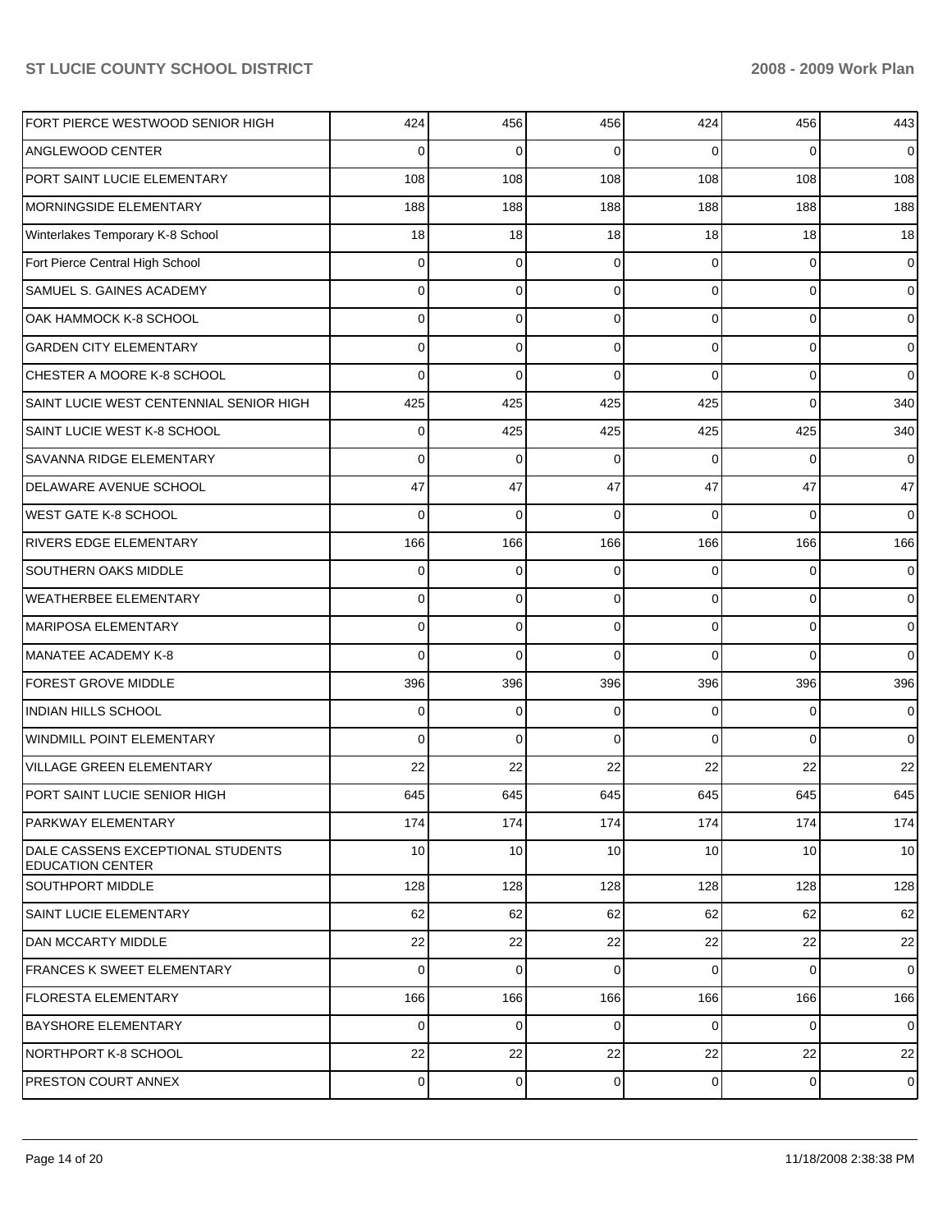| | | | | | | |
|---|---|---|---|---|---|---|
| FORT PIERCE WESTWOOD SENIOR HIGH | 424 | 456 | 456 | 424 | 456 | 443 |
| ANGLEWOOD CENTER | 0 | 0 | 0 | 0 | 0 | 0 |
| PORT SAINT LUCIE ELEMENTARY | 108 | 108 | 108 | 108 | 108 | 108 |
| MORNINGSIDE ELEMENTARY | 188 | 188 | 188 | 188 | 188 | 188 |
| Winterlakes Temporary K-8 School | 18 | 18 | 18 | 18 | 18 | 18 |
| Fort Pierce Central High School | 0 | 0 | 0 | 0 | 0 | 0 |
| SAMUEL S. GAINES ACADEMY | 0 | 0 | 0 | 0 | 0 | 0 |
| OAK HAMMOCK K-8 SCHOOL | 0 | 0 | 0 | 0 | 0 | 0 |
| GARDEN CITY ELEMENTARY | 0 | 0 | 0 | 0 | 0 | 0 |
| CHESTER A MOORE K-8 SCHOOL | 0 | 0 | 0 | 0 | 0 | 0 |
| SAINT LUCIE WEST CENTENNIAL SENIOR HIGH | 425 | 425 | 425 | 425 | 0 | 340 |
| SAINT LUCIE WEST K-8 SCHOOL | 0 | 425 | 425 | 425 | 425 | 340 |
| SAVANNA RIDGE ELEMENTARY | 0 | 0 | 0 | 0 | 0 | 0 |
| DELAWARE AVENUE SCHOOL | 47 | 47 | 47 | 47 | 47 | 47 |
| WEST GATE K-8 SCHOOL | 0 | 0 | 0 | 0 | 0 | 0 |
| RIVERS EDGE ELEMENTARY | 166 | 166 | 166 | 166 | 166 | 166 |
| SOUTHERN OAKS MIDDLE | 0 | 0 | 0 | 0 | 0 | 0 |
| WEATHERBEE ELEMENTARY | 0 | 0 | 0 | 0 | 0 | 0 |
| MARIPOSA ELEMENTARY | 0 | 0 | 0 | 0 | 0 | 0 |
| MANATEE ACADEMY K-8 | 0 | 0 | 0 | 0 | 0 | 0 |
| FOREST GROVE MIDDLE | 396 | 396 | 396 | 396 | 396 | 396 |
| INDIAN HILLS SCHOOL | 0 | 0 | 0 | 0 | 0 | 0 |
| WINDMILL POINT ELEMENTARY | 0 | 0 | 0 | 0 | 0 | 0 |
| VILLAGE GREEN ELEMENTARY | 22 | 22 | 22 | 22 | 22 | 22 |
| PORT SAINT LUCIE SENIOR HIGH | 645 | 645 | 645 | 645 | 645 | 645 |
| PARKWAY ELEMENTARY | 174 | 174 | 174 | 174 | 174 | 174 |
| DALE CASSENS EXCEPTIONAL STUDENTS EDUCATION CENTER | 10 | 10 | 10 | 10 | 10 | 10 |
| SOUTHPORT MIDDLE | 128 | 128 | 128 | 128 | 128 | 128 |
| SAINT LUCIE ELEMENTARY | 62 | 62 | 62 | 62 | 62 | 62 |
| DAN MCCARTY MIDDLE | 22 | 22 | 22 | 22 | 22 | 22 |
| FRANCES K SWEET ELEMENTARY | 0 | 0 | 0 | 0 | 0 | 0 |
| FLORESTA ELEMENTARY | 166 | 166 | 166 | 166 | 166 | 166 |
| BAYSHORE ELEMENTARY | 0 | 0 | 0 | 0 | 0 | 0 |
| NORTHPORT K-8 SCHOOL | 22 | 22 | 22 | 22 | 22 | 22 |
| PRESTON COURT ANNEX | 0 | 0 | 0 | 0 | 0 | 0 |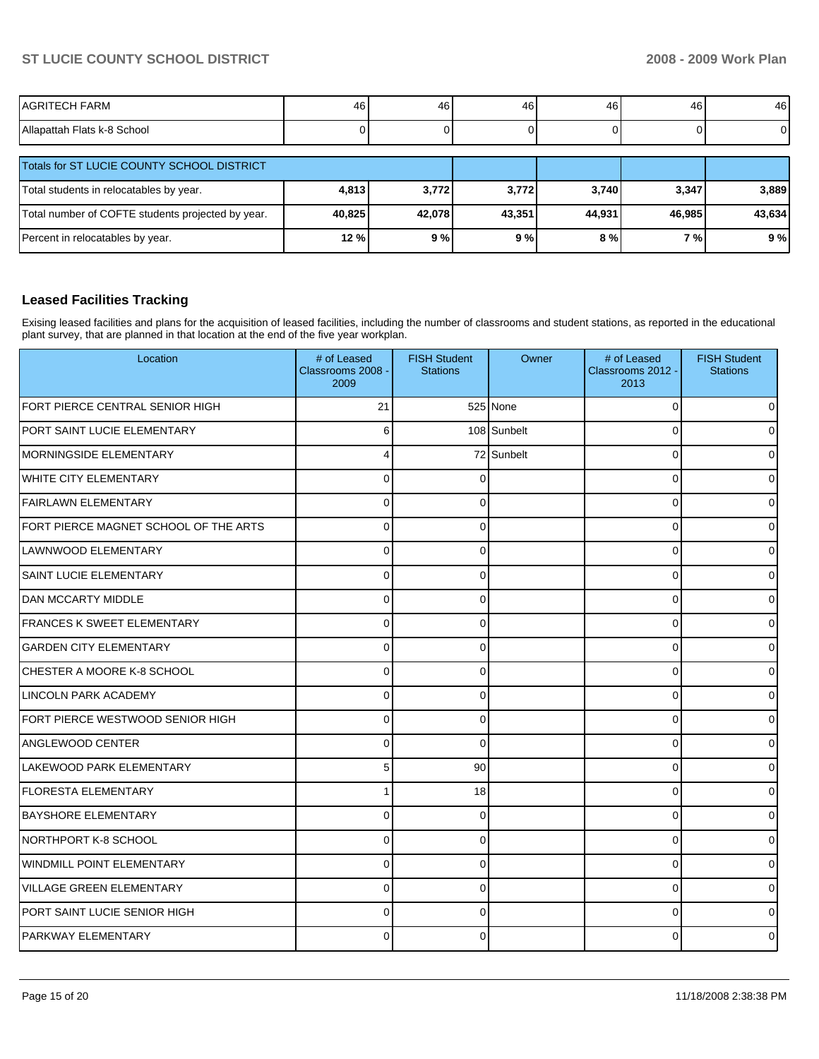| | | | | | | |
|---|---|---|---|---|---|---|
| AGRITECH FARM | 46 | 46 | 46 | 46 | 46 | 46 |
| Allapattah Flats k-8 School | 0 | 0 | 0 | 0 | 0 | 0 |

| Totals for ST LUCIE COUNTY SCHOOL DISTRICT | | | | | | |
|---|---|---|---|---|---|---|
| Total students in relocatables by year. | **4,813** | **3,772** | **3,772** | **3,740** | **3,347** | **3,889** |
| Total number of COFTE students projected by year. | **40,825** | **42,078** | **43,351** | **44,931** | **46,985** | **43,634** |
| Percent in relocatables by year. | **12 %** | **9 %** | **9 %** | **8 %** | **7 %** | **9 %** |

## Leased Facilities Tracking

Exising leased facilities and plans for the acquisition of leased facilities, including the number of classrooms and student stations, as reported in the educational plant survey, that are planned in that location at the end of the five year workplan.

| Location | # of Leased Classrooms 2008 - 2009 | FISH Student Stations | Owner | # of Leased Classrooms 2012 - 2013 | FISH Student Stations |
|---|---|---|---|---|---|
| FORT PIERCE CENTRAL SENIOR HIGH | 21 | 525 | None | 0 | 0 |
| PORT SAINT LUCIE ELEMENTARY | 6 | 108 | Sunbelt | 0 | 0 |
| MORNINGSIDE ELEMENTARY | 4 | 72 | Sunbelt | 0 | 0 |
| WHITE CITY ELEMENTARY | 0 | 0 | | 0 | 0 |
| FAIRLAWN ELEMENTARY | 0 | 0 | | 0 | 0 |
| FORT PIERCE MAGNET SCHOOL OF THE ARTS | 0 | 0 | | 0 | 0 |
| LAWNWOOD ELEMENTARY | 0 | 0 | | 0 | 0 |
| SAINT LUCIE ELEMENTARY | 0 | 0 | | 0 | 0 |
| DAN MCCARTY MIDDLE | 0 | 0 | | 0 | 0 |
| FRANCES K SWEET ELEMENTARY | 0 | 0 | | 0 | 0 |
| GARDEN CITY ELEMENTARY | 0 | 0 | | 0 | 0 |
| CHESTER A MOORE K-8 SCHOOL | 0 | 0 | | 0 | 0 |
| LINCOLN PARK ACADEMY | 0 | 0 | | 0 | 0 |
| FORT PIERCE WESTWOOD SENIOR HIGH | 0 | 0 | | 0 | 0 |
| ANGLEWOOD CENTER | 0 | 0 | | 0 | 0 |
| LAKEWOOD PARK ELEMENTARY | 5 | 90 | | 0 | 0 |
| FLORESTA ELEMENTARY | 1 | 18 | | 0 | 0 |
| BAYSHORE ELEMENTARY | 0 | 0 | | 0 | 0 |
| NORTHPORT K-8 SCHOOL | 0 | 0 | | 0 | 0 |
| WINDMILL POINT ELEMENTARY | 0 | 0 | | 0 | 0 |
| VILLAGE GREEN ELEMENTARY | 0 | 0 | | 0 | 0 |
| PORT SAINT LUCIE SENIOR HIGH | 0 | 0 | | 0 | 0 |
| PARKWAY ELEMENTARY | 0 | 0 | | 0 | 0 |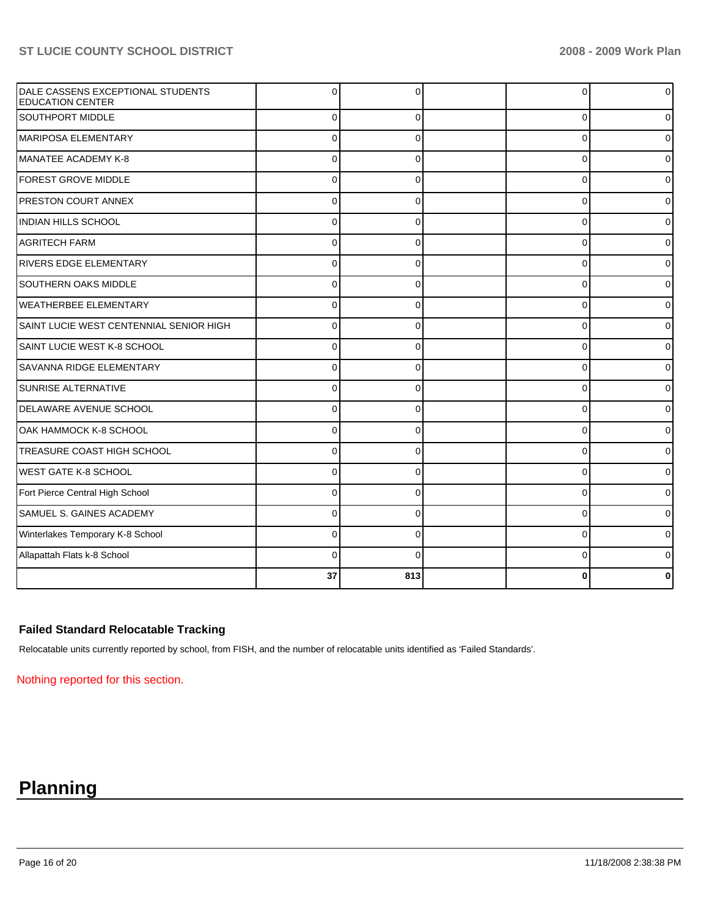| | | | | | |
|---|---|---|---|---|---|
| DALE CASSENS EXCEPTIONAL STUDENTS EDUCATION CENTER | 0 | 0 | | 0 | 0 |
| SOUTHPORT MIDDLE | 0 | 0 | | 0 | 0 |
| MARIPOSA ELEMENTARY | 0 | 0 | | 0 | 0 |
| MANATEE ACADEMY K-8 | 0 | 0 | | 0 | 0 |
| FOREST GROVE MIDDLE | 0 | 0 | | 0 | 0 |
| PRESTON COURT ANNEX | 0 | 0 | | 0 | 0 |
| INDIAN HILLS SCHOOL | 0 | 0 | | 0 | 0 |
| AGRITECH FARM | 0 | 0 | | 0 | 0 |
| RIVERS EDGE ELEMENTARY | 0 | 0 | | 0 | 0 |
| SOUTHERN OAKS MIDDLE | 0 | 0 | | 0 | 0 |
| WEATHERBEE ELEMENTARY | 0 | 0 | | 0 | 0 |
| SAINT LUCIE WEST CENTENNIAL SENIOR HIGH | 0 | 0 | | 0 | 0 |
| SAINT LUCIE WEST K-8 SCHOOL | 0 | 0 | | 0 | 0 |
| SAVANNA RIDGE ELEMENTARY | 0 | 0 | | 0 | 0 |
| SUNRISE ALTERNATIVE | 0 | 0 | | 0 | 0 |
| DELAWARE AVENUE SCHOOL | 0 | 0 | | 0 | 0 |
| OAK HAMMOCK K-8 SCHOOL | 0 | 0 | | 0 | 0 |
| TREASURE COAST HIGH SCHOOL | 0 | 0 | | 0 | 0 |
| WEST GATE K-8 SCHOOL | 0 | 0 | | 0 | 0 |
| Fort Pierce Central High School | 0 | 0 | | 0 | 0 |
| SAMUEL S. GAINES ACADEMY | 0 | 0 | | 0 | 0 |
| Winterlakes Temporary K-8 School | 0 | 0 | | 0 | 0 |
| Allapattah Flats k-8 School | 0 | 0 | | 0 | 0 |
| | **37** | **813** | | **0** | **0** |

### Failed Standard Relocatable Tracking

Relocatable units currently reported by school, from FISH, and the number of relocatable units identified as 'Failed Standards'.

Nothing reported for this section.

# Planning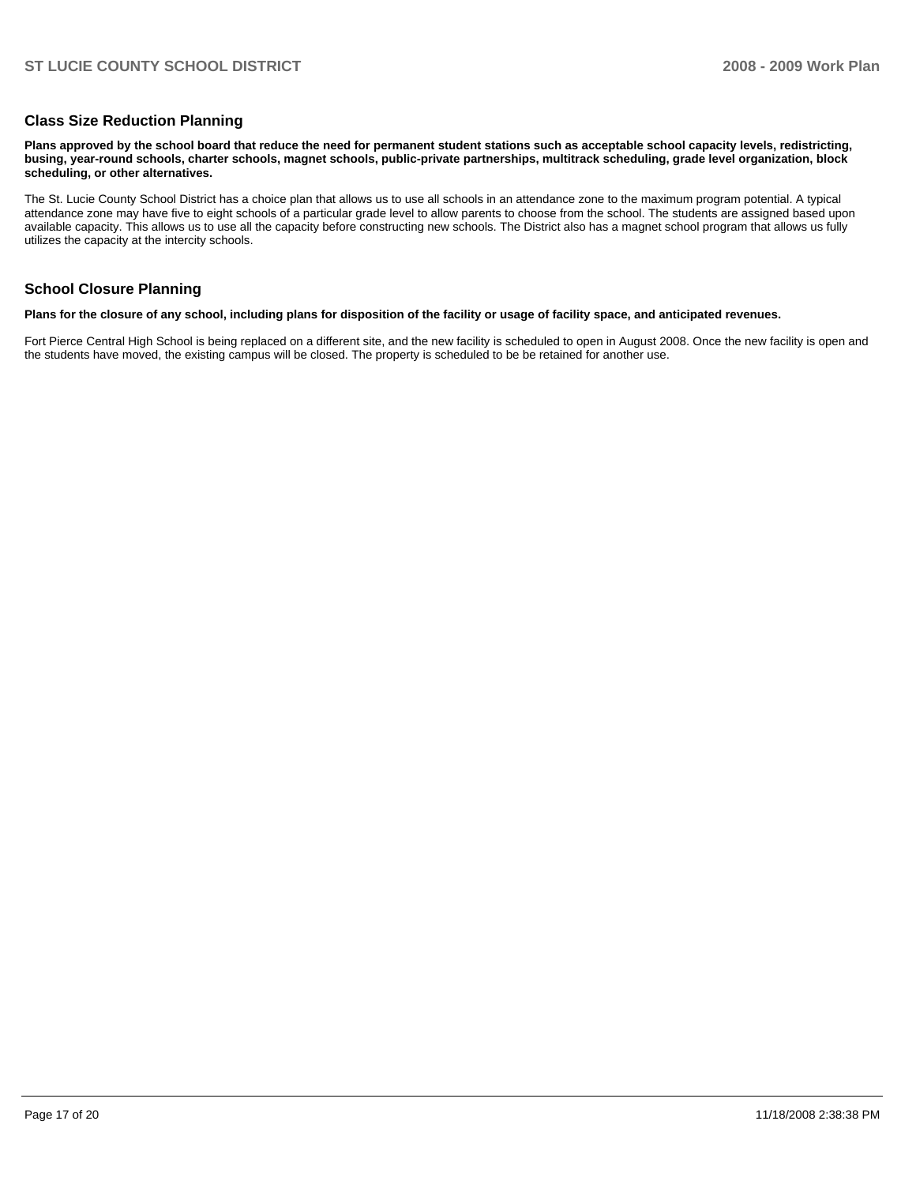## Class Size Reduction Planning

**Plans approved by the school board that reduce the need for permanent student stations such as acceptable school capacity levels, redistricting, busing, year-round schools, charter schools, magnet schools, public-private partnerships, multitrack scheduling, grade level organization, block scheduling, or other alternatives.**

The St. Lucie County School District has a choice plan that allows us to use all schools in an attendance zone to the maximum program potential. A typical attendance zone may have five to eight schools of a particular grade level to allow parents to choose from the school. The students are assigned based upon available capacity. This allows us to use all the capacity before constructing new schools. The District also has a magnet school program that allows us fully utilizes the capacity at the intercity schools.

## School Closure Planning

**Plans for the closure of any school, including plans for disposition of the facility or usage of facility space, and anticipated revenues.**

Fort Pierce Central High School is being replaced on a different site, and the new facility is scheduled to open in August 2008. Once the new facility is open and the students have moved, the existing campus will be closed. The property is scheduled to be be retained for another use.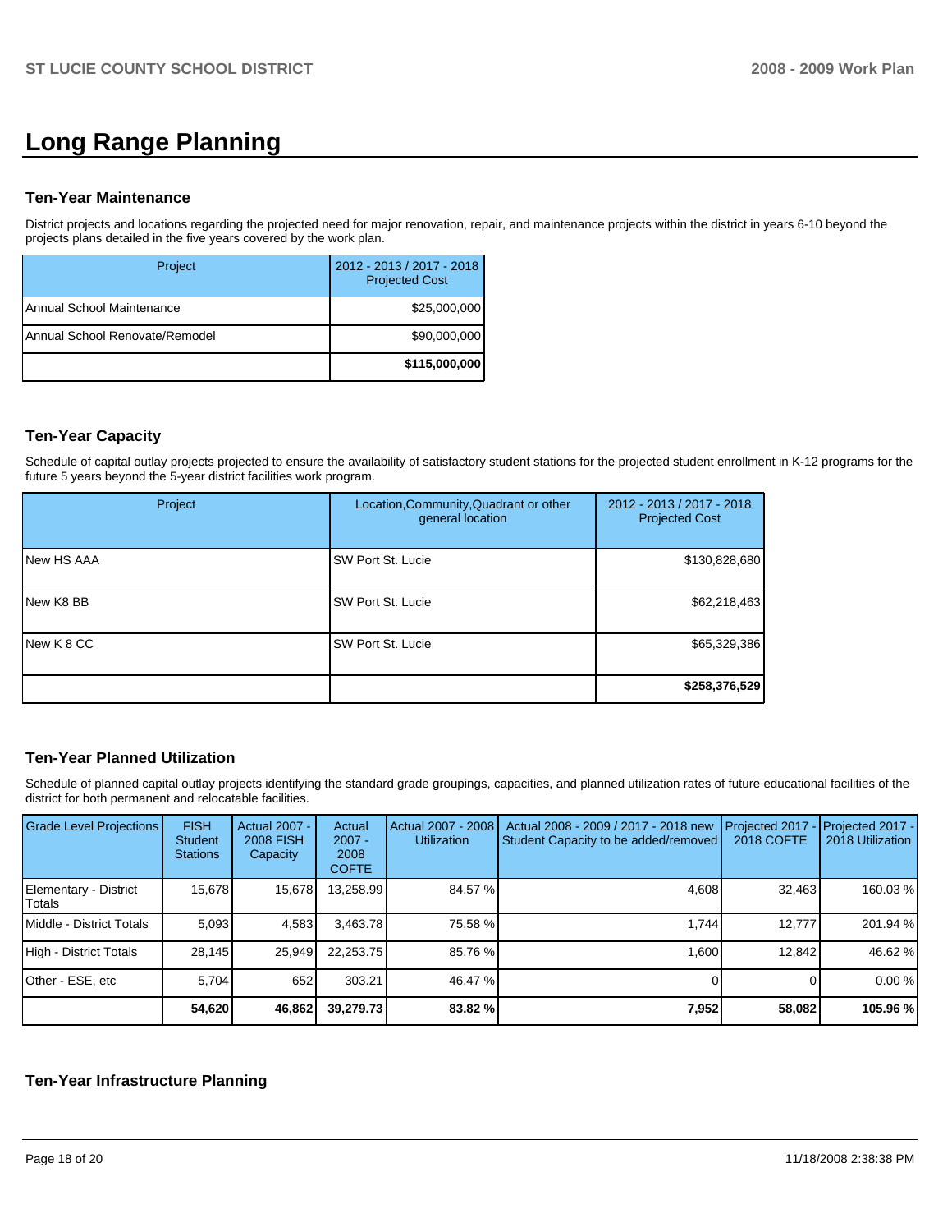# Long Range Planning

### Ten-Year Maintenance

District projects and locations regarding the projected need for major renovation, repair, and maintenance projects within the district in years 6-10 beyond the projects plans detailed in the five years covered by the work plan.

| Project | 2012 - 2013 / 2017 - 2018 Projected Cost |
|---|---|
| Annual School Maintenance | $25,000,000 |
| Annual School Renovate/Remodel | $90,000,000 |
| | **$115,000,000** |

### Ten-Year Capacity

Schedule of capital outlay projects projected to ensure the availability of satisfactory student stations for the projected student enrollment in K-12 programs for the future 5 years beyond the 5-year district facilities work program.

| Project | Location,Community,Quadrant or other general location | 2012 - 2013 / 2017 - 2018 Projected Cost |
|---|---|---|
| New HS AAA | SW Port St. Lucie | $130,828,680 |
| New K8 BB | SW Port St. Lucie | $62,218,463 |
| New K 8 CC | SW Port St. Lucie | $65,329,386 |
| | | **$258,376,529** |

### Ten-Year Planned Utilization

Schedule of planned capital outlay projects identifying the standard grade groupings, capacities, and planned utilization rates of future educational facilities of the district for both permanent and relocatable facilities.

| Grade Level Projections | FISH Student Stations | Actual 2007 - 2008 FISH Capacity | Actual 2007 - 2008 COFTE | Actual 2007 - 2008 Utilization | Actual 2008 - 2009 / 2017 - 2018 new Student Capacity to be added/removed | Projected 2017 - 2018 COFTE | Projected 2017 - 2018 Utilization |
|---|---|---|---|---|---|---|---|
| Elementary - District Totals | 15,678 | 15,678 | 13,258.99 | 84.57 % | 4,608 | 32,463 | 160.03 % |
| Middle - District Totals | 5,093 | 4,583 | 3,463.78 | 75.58 % | 1,744 | 12,777 | 201.94 % |
| High - District Totals | 28,145 | 25,949 | 22,253.75 | 85.76 % | 1,600 | 12,842 | 46.62 % |
| Other - ESE, etc | 5,704 | 652 | 303.21 | 46.47 % | 0 | 0 | 0.00 % |
| | **54,620** | **46,862** | **39,279.73** | **83.82 %** | **7,952** | **58,082** | **105.96 %** |

### Ten-Year Infrastructure Planning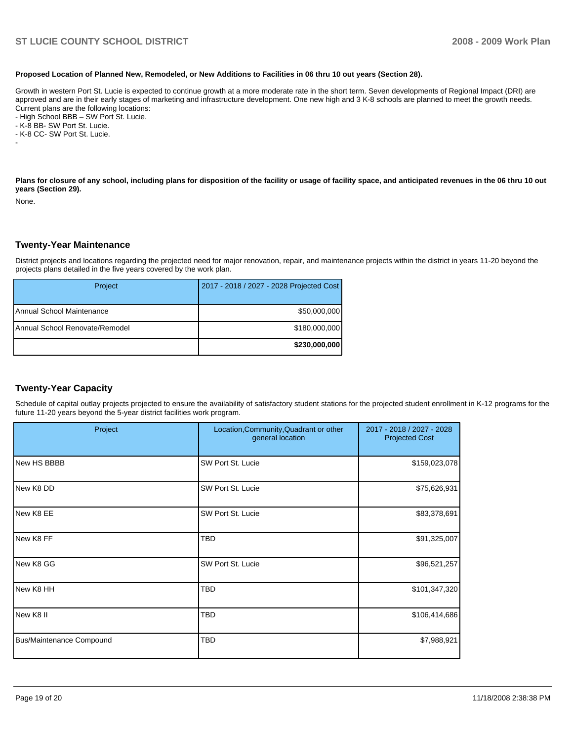**Proposed Location of Planned New, Remodeled, or New Additions to Facilities in 06 thru 10 out years (Section 28).**

Growth in western Port St. Lucie is expected to continue growth at a more moderate rate in the short term. Seven developments of Regional Impact (DRI) are approved and are in their early stages of marketing and infrastructure development. One new high and 3 K-8 schools are planned to meet the growth needs. Current plans are the following locations:

- High School BBB – SW Port St. Lucie.
- K-8 BB- SW Port St. Lucie.
- K-8 CC- SW Port St. Lucie.
-

**Plans for closure of any school, including plans for disposition of the facility or usage of facility space, and anticipated revenues in the 06 thru 10 out years (Section 29).**

None.

## Twenty-Year Maintenance

District projects and locations regarding the projected need for major renovation, repair, and maintenance projects within the district in years 11-20 beyond the projects plans detailed in the five years covered by the work plan.

| Project | 2017 - 2018 / 2027 - 2028 Projected Cost |
|---|---|
| Annual School Maintenance | $50,000,000 |
| Annual School Renovate/Remodel | $180,000,000 |
| | **$230,000,000** |

## Twenty-Year Capacity

Schedule of capital outlay projects projected to ensure the availability of satisfactory student stations for the projected student enrollment in K-12 programs for the future 11-20 years beyond the 5-year district facilities work program.

| Project | Location,Community,Quadrant or other general location | 2017 - 2018 / 2027 - 2028 Projected Cost |
|---|---|---|
| New HS BBBB | SW Port St. Lucie | $159,023,078 |
| New K8 DD | SW Port St. Lucie | $75,626,931 |
| New K8 EE | SW Port St. Lucie | $83,378,691 |
| New K8 FF | TBD | $91,325,007 |
| New K8 GG | SW Port St. Lucie | $96,521,257 |
| New K8 HH | TBD | $101,347,320 |
| New K8 II | TBD | $106,414,686 |
| Bus/Maintenance Compound | TBD | $7,988,921 |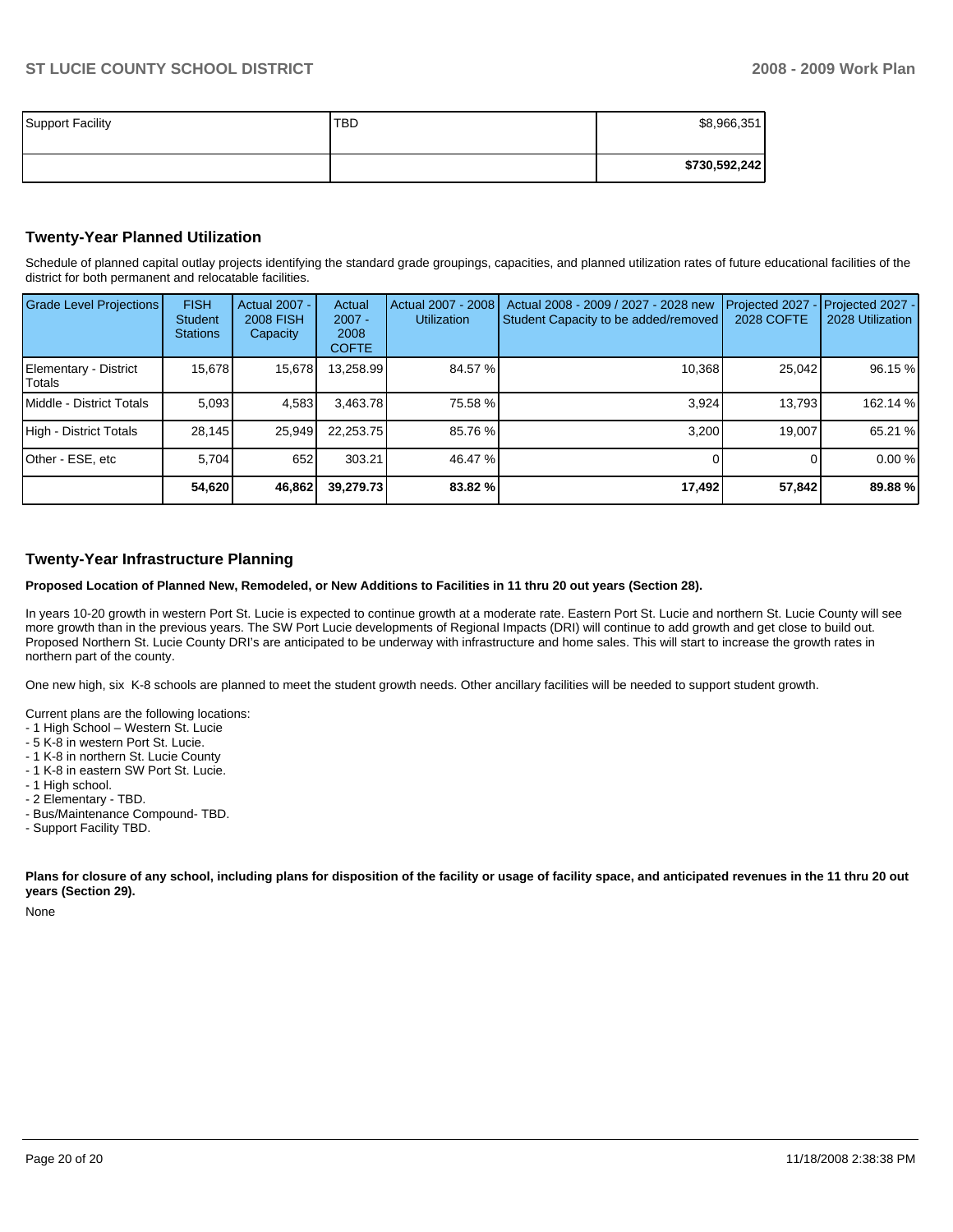| | | |
|---|---|---|
| Support Facility | TBD | $8,966,351 |
| | | **$730,592,242** |

## Twenty-Year Planned Utilization

Schedule of planned capital outlay projects identifying the standard grade groupings, capacities, and planned utilization rates of future educational facilities of the district for both permanent and relocatable facilities.

| Grade Level Projections | FISH Student Stations | Actual 2007 - 2008 FISH Capacity | Actual 2007 - 2008 COFTE | Actual 2007 - 2008 Utilization | Actual 2008 - 2009 / 2027 - 2028 new Student Capacity to be added/removed | Projected 2027 - 2028 COFTE | Projected 2027 - 2028 Utilization |
|---|---|---|---|---|---|---|---|
| Elementary - District Totals | 15,678 | 15,678 | 13,258.99 | 84.57 % | 10,368 | 25,042 | 96.15 % |
| Middle - District Totals | 5,093 | 4,583 | 3,463.78 | 75.58 % | 3,924 | 13,793 | 162.14 % |
| High - District Totals | 28,145 | 25,949 | 22,253.75 | 85.76 % | 3,200 | 19,007 | 65.21 % |
| Other - ESE, etc | 5,704 | 652 | 303.21 | 46.47 % | 0 | 0 | 0.00 % |
| | **54,620** | **46,862** | **39,279.73** | **83.82 %** | **17,492** | **57,842** | **89.88 %** |

## Twenty-Year Infrastructure Planning

**Proposed Location of Planned New, Remodeled, or New Additions to Facilities in 11 thru 20 out years (Section 28).**

In years 10-20 growth in western Port St. Lucie is expected to continue growth at a moderate rate. Eastern Port St. Lucie and northern St. Lucie County will see more growth than in the previous years. The SW Port Lucie developments of Regional Impacts (DRI) will continue to add growth and get close to build out. Proposed Northern St. Lucie County DRI's are anticipated to be underway with infrastructure and home sales. This will start to increase the growth rates in northern part of the county.

One new high, six K-8 schools are planned to meet the student growth needs. Other ancillary facilities will be needed to support student growth.

Current plans are the following locations:
- 1 High School – Western St. Lucie
- 5 K-8 in western Port St. Lucie.
- 1 K-8 in northern St. Lucie County
- 1 K-8 in eastern SW Port St. Lucie.
- 1 High school.
- 2 Elementary - TBD.
- Bus/Maintenance Compound- TBD.
- Support Facility TBD.

**Plans for closure of any school, including plans for disposition of the facility or usage of facility space, and anticipated revenues in the 11 thru 20 out years (Section 29).**

None